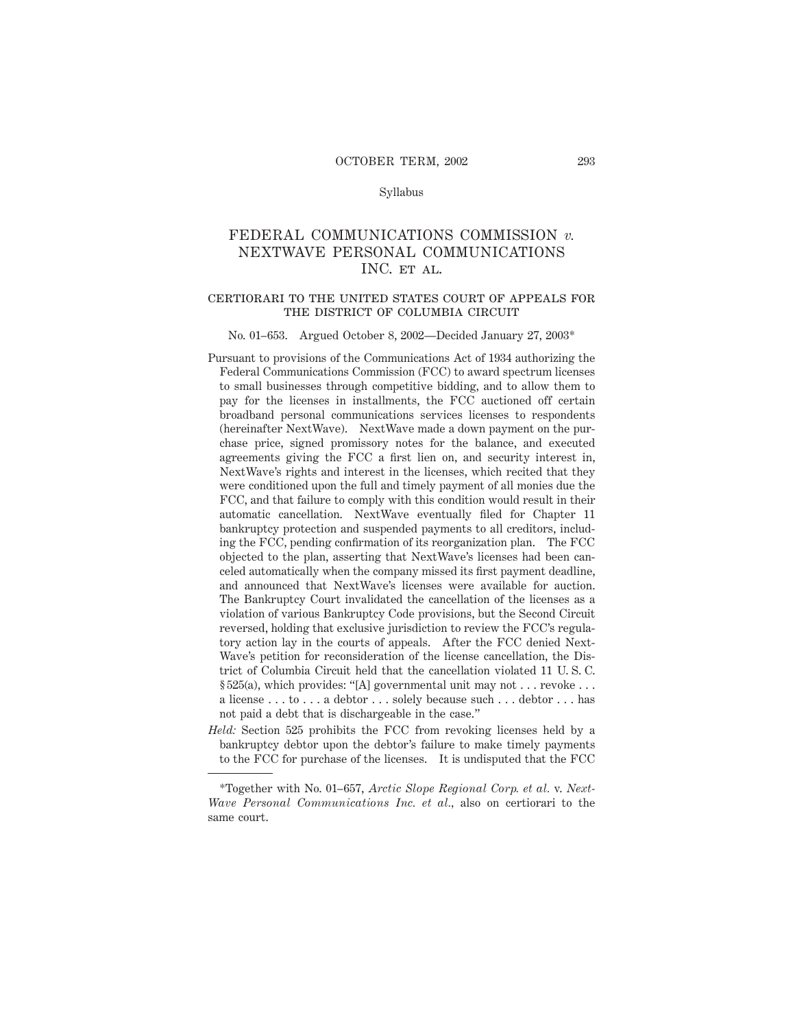Syllabus

# FEDERAL COMMUNICATIONS COMMISSION *v.* NEXTWAVE PERSONAL COMMUNICATIONS INC. ET AL.

## CERTIORARI TO THE UNITED STATES COURT OF APPEALS FOR THE DISTRICT OF COLUMBIA CIRCUIT

No. 01–653. Argued October 8, 2002—Decided January 27, 2003*

Pursuant to provisions of the Communications Act of 1934 authorizing the Federal Communications Commission (FCC) to award spectrum licenses to small businesses through competitive bidding, and to allow them to pay for the licenses in installments, the FCC auctioned off certain broadband personal communications services licenses to respondents (hereinafter NextWave). NextWave made a down payment on the purchase price, signed promissory notes for the balance, and executed agreements giving the FCC a first lien on, and security interest in, NextWave's rights and interest in the licenses, which recited that they were conditioned upon the full and timely payment of all monies due the FCC, and that failure to comply with this condition would result in their automatic cancellation. NextWave eventually filed for Chapter 11 bankruptcy protection and suspended payments to all creditors, including the FCC, pending confirmation of its reorganization plan. The FCC objected to the plan, asserting that NextWave's licenses had been canceled automatically when the company missed its first payment deadline, and announced that NextWave's licenses were available for auction. The Bankruptcy Court invalidated the cancellation of the licenses as a violation of various Bankruptcy Code provisions, but the Second Circuit reversed, holding that exclusive jurisdiction to review the FCC's regulatory action lay in the courts of appeals. After the FCC denied NextWave's petition for reconsideration of the license cancellation, the District of Columbia Circuit held that the cancellation violated 11 U. S. C. § 525(a), which provides: "[A] governmental unit may not . . . revoke . . . a license . . . to . . . a debtor . . . solely because such . . . debtor . . . has not paid a debt that is dischargeable in the case."

*Held:* Section 525 prohibits the FCC from revoking licenses held by a bankruptcy debtor upon the debtor's failure to make timely payments to the FCC for purchase of the licenses. It is undisputed that the FCC

---

*Together with No. 01–657, *Arctic Slope Regional Corp. et al.* v. *NextWave Personal Communications Inc. et al.*, also on certiorari to the same court.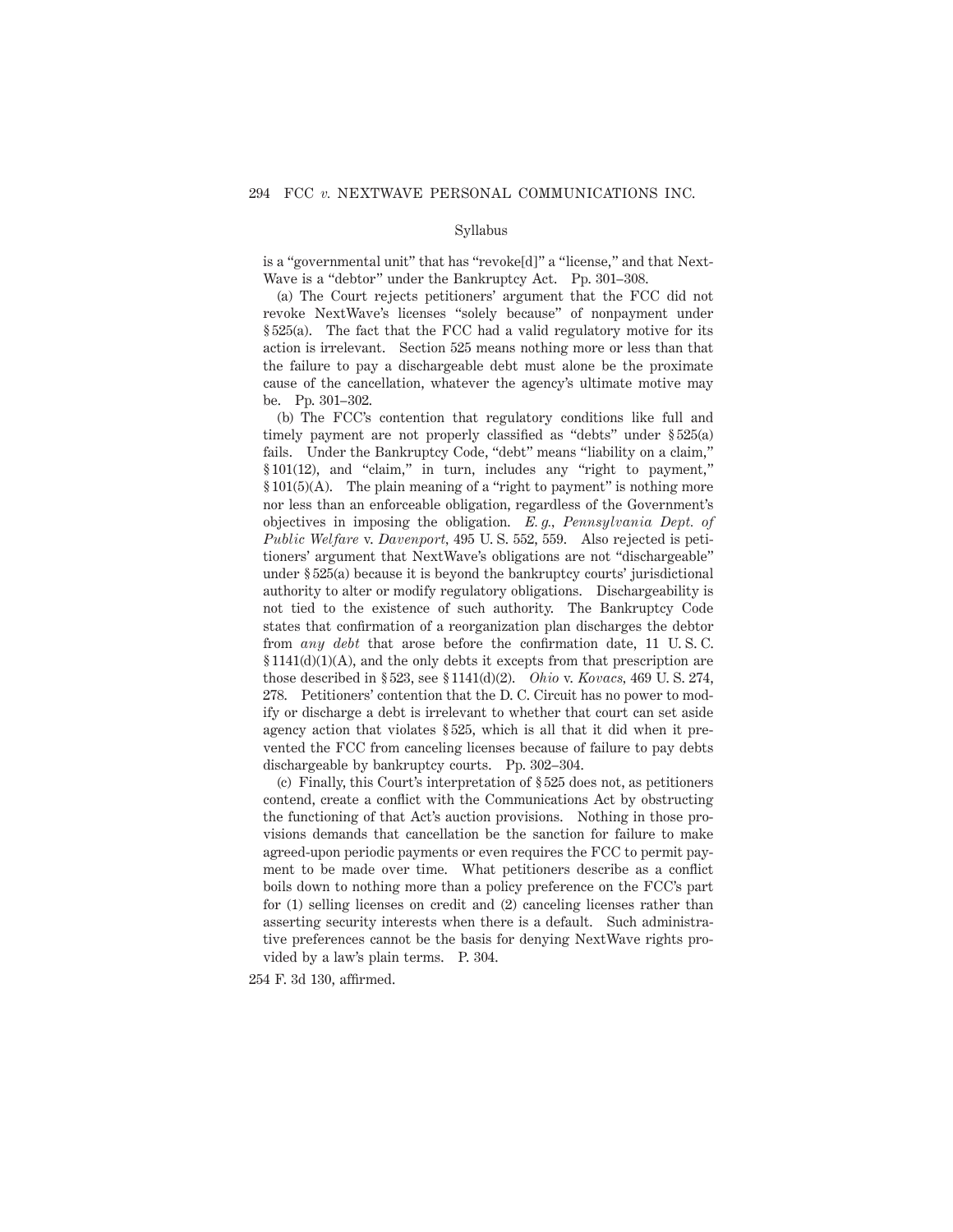is a "governmental unit" that has "revoke[d]" a "license," and that NextWave is a "debtor" under the Bankruptcy Act. Pp. 301–308.

(a) The Court rejects petitioners' argument that the FCC did not revoke NextWave's licenses "solely because" of nonpayment under § 525(a). The fact that the FCC had a valid regulatory motive for its action is irrelevant. Section 525 means nothing more or less than that the failure to pay a dischargeable debt must alone be the proximate cause of the cancellation, whatever the agency's ultimate motive may be. Pp. 301–302.

(b) The FCC's contention that regulatory conditions like full and timely payment are not properly classified as "debts" under § 525(a) fails. Under the Bankruptcy Code, "debt" means "liability on a claim," § 101(12), and "claim," in turn, includes any "right to payment," § 101(5)(A). The plain meaning of a "right to payment" is nothing more nor less than an enforceable obligation, regardless of the Government's objectives in imposing the obligation. *E. g., Pennsylvania Dept. of Public Welfare* v. *Davenport*, 495 U. S. 552, 559. Also rejected is petitioners' argument that NextWave's obligations are not "dischargeable" under § 525(a) because it is beyond the bankruptcy courts' jurisdictional authority to alter or modify regulatory obligations. Dischargeability is not tied to the existence of such authority. The Bankruptcy Code states that confirmation of a reorganization plan discharges the debtor from *any debt* that arose before the confirmation date, 11 U. S. C. § 1141(d)(1)(A), and the only debts it excepts from that prescription are those described in § 523, see § 1141(d)(2). *Ohio* v. *Kovacs*, 469 U. S. 274, 278. Petitioners' contention that the D. C. Circuit has no power to modify or discharge a debt is irrelevant to whether that court can set aside agency action that violates § 525, which is all that it did when it prevented the FCC from canceling licenses because of failure to pay debts dischargeable by bankruptcy courts. Pp. 302–304.

(c) Finally, this Court's interpretation of § 525 does not, as petitioners contend, create a conflict with the Communications Act by obstructing the functioning of that Act's auction provisions. Nothing in those provisions demands that cancellation be the sanction for failure to make agreed-upon periodic payments or even requires the FCC to permit payment to be made over time. What petitioners describe as a conflict boils down to nothing more than a policy preference on the FCC's part for (1) selling licenses on credit and (2) canceling licenses rather than asserting security interests when there is a default. Such administrative preferences cannot be the basis for denying NextWave rights provided by a law's plain terms. P. 304.

254 F. 3d 130, affirmed.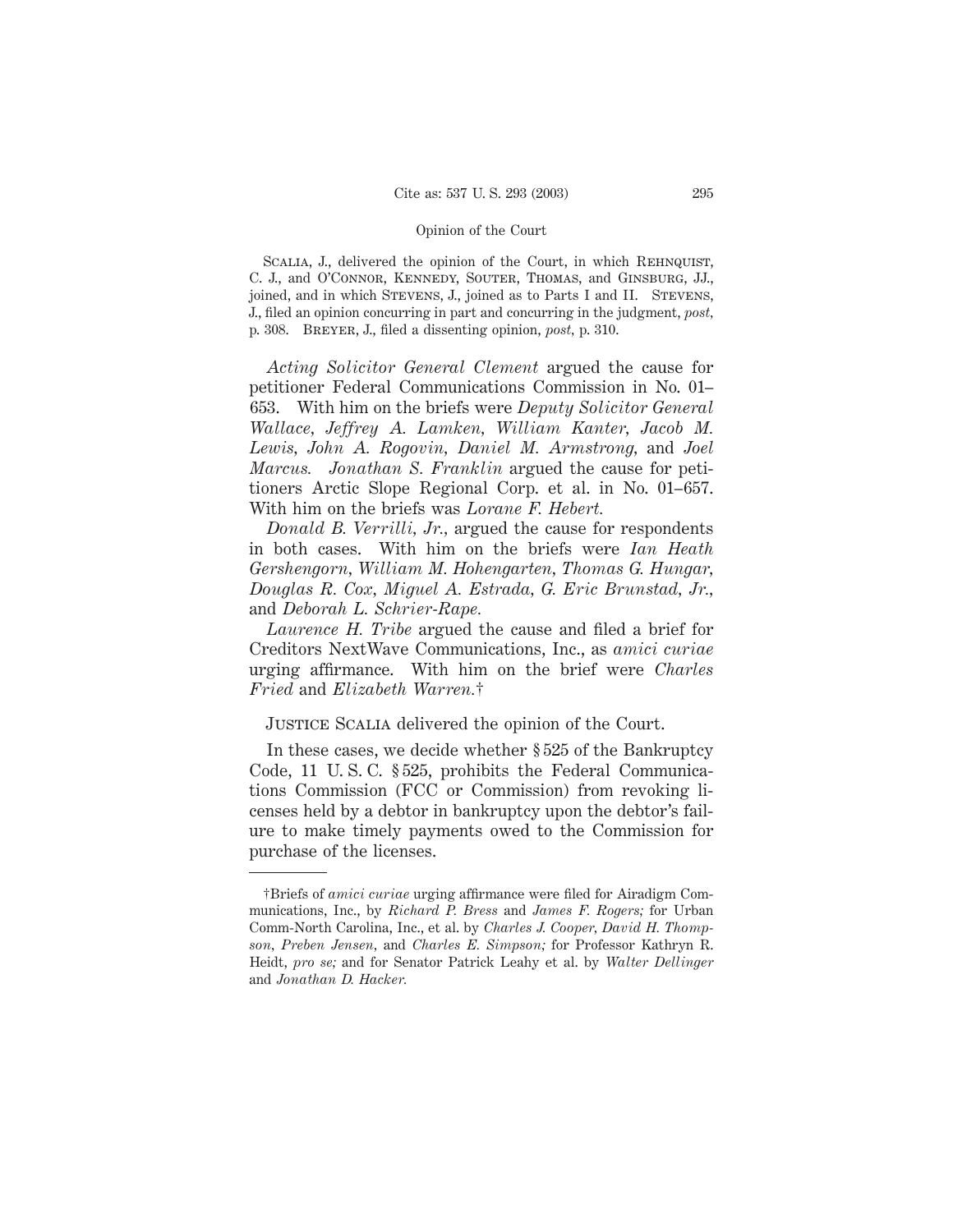SCALIA, J., delivered the opinion of the Court, in which REHNQUIST, C. J., and O'CONNOR, KENNEDY, SOUTER, THOMAS, and GINSBURG, JJ., joined, and in which STEVENS, J., joined as to Parts I and II. STEVENS, J., filed an opinion concurring in part and concurring in the judgment, *post*, p. 308. BREYER, J., filed a dissenting opinion, *post*, p. 310.

*Acting Solicitor General Clement* argued the cause for petitioner Federal Communications Commission in No. 01–653. With him on the briefs were *Deputy Solicitor General Wallace*, *Jeffrey A. Lamken*, *William Kanter*, *Jacob M. Lewis*, *John A. Rogovin*, *Daniel M. Armstrong*, and *Joel Marcus*. *Jonathan S. Franklin* argued the cause for petitioners Arctic Slope Regional Corp. et al. in No. 01–657. With him on the briefs was *Lorane F. Hebert*.

*Donald B. Verrilli, Jr.*, argued the cause for respondents in both cases. With him on the briefs were *Ian Heath Gershengorn*, *William M. Hohengarten*, *Thomas G. Hungar*, *Douglas R. Cox*, *Miguel A. Estrada*, *G. Eric Brunstad, Jr.*, and *Deborah L. Schrier-Rape*.

*Laurence H. Tribe* argued the cause and filed a brief for Creditors NextWave Communications, Inc., as *amici curiae* urging affirmance. With him on the brief were *Charles Fried* and *Elizabeth Warren*.†

JUSTICE SCALIA delivered the opinion of the Court.

In these cases, we decide whether § 525 of the Bankruptcy Code, 11 U. S. C. § 525, prohibits the Federal Communications Commission (FCC or Commission) from revoking licenses held by a debtor in bankruptcy upon the debtor's failure to make timely payments owed to the Commission for purchase of the licenses.

---

†Briefs of *amici curiae* urging affirmance were filed for Airadigm Communications, Inc., by *Richard P. Bress* and *James F. Rogers;* for Urban Comm-North Carolina, Inc., et al. by *Charles J. Cooper*, *David H. Thompson*, *Preben Jensen*, and *Charles E. Simpson;* for Professor Kathryn R. Heidt, *pro se;* and for Senator Patrick Leahy et al. by *Walter Dellinger* and *Jonathan D. Hacker*.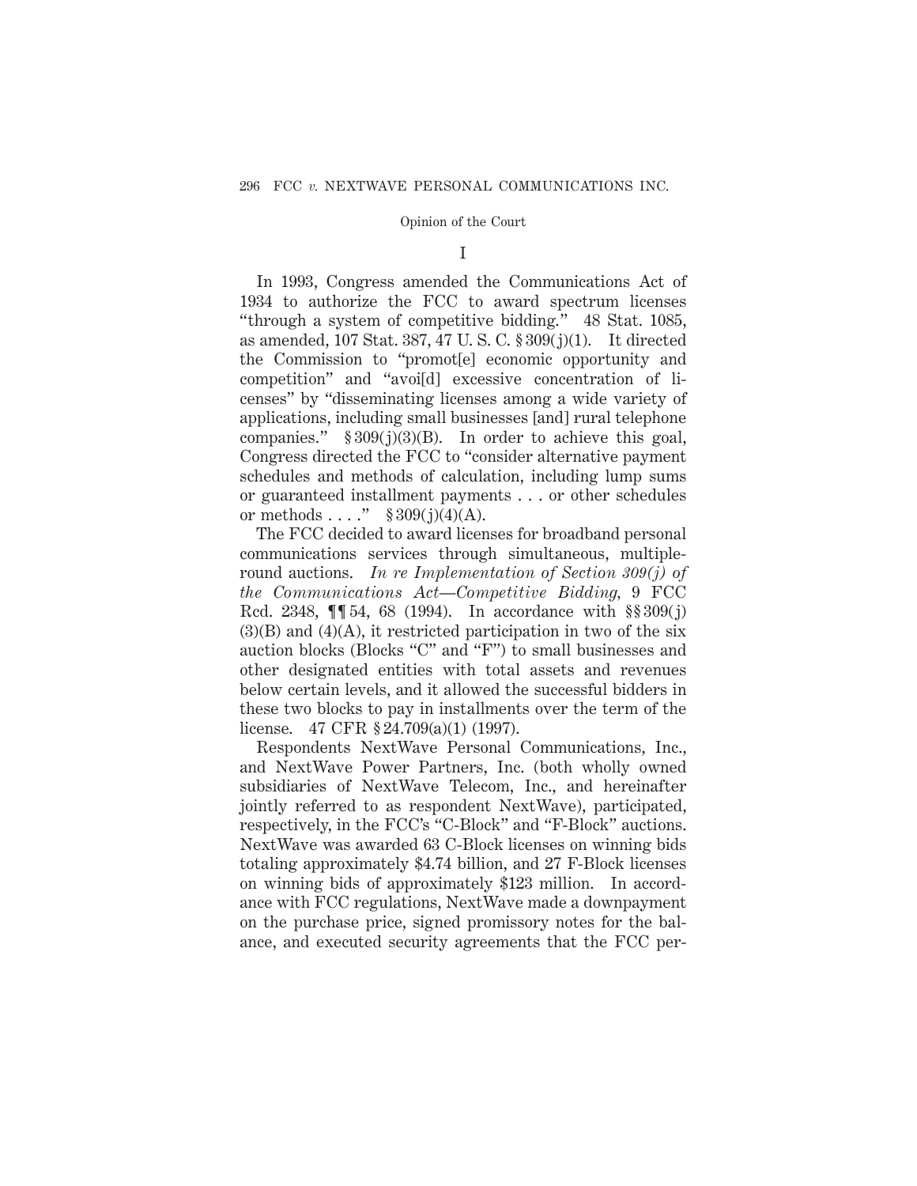## I

In 1993, Congress amended the Communications Act of 1934 to authorize the FCC to award spectrum licenses "through a system of competitive bidding." 48 Stat. 1085, as amended, 107 Stat. 387, 47 U. S. C. § 309(j)(1). It directed the Commission to "promot[e] economic opportunity and competition" and "avoi[d] excessive concentration of licenses" by "disseminating licenses among a wide variety of applications, including small businesses [and] rural telephone companies." § 309(j)(3)(B). In order to achieve this goal, Congress directed the FCC to "consider alternative payment schedules and methods of calculation, including lump sums or guaranteed installment payments . . . or other schedules or methods . . . ." § 309(j)(4)(A).

The FCC decided to award licenses for broadband personal communications services through simultaneous, multiple-round auctions. *In re Implementation of Section 309(j) of the Communications Act—Competitive Bidding,* 9 FCC Rcd. 2348, ¶¶ 54, 68 (1994). In accordance with §§ 309(j)(3)(B) and (4)(A), it restricted participation in two of the six auction blocks (Blocks "C" and "F") to small businesses and other designated entities with total assets and revenues below certain levels, and it allowed the successful bidders in these two blocks to pay in installments over the term of the license. 47 CFR § 24.709(a)(1) (1997).

Respondents NextWave Personal Communications, Inc., and NextWave Power Partners, Inc. (both wholly owned subsidiaries of NextWave Telecom, Inc., and hereinafter jointly referred to as respondent NextWave), participated, respectively, in the FCC's "C-Block" and "F-Block" auctions. NextWave was awarded 63 C-Block licenses on winning bids totaling approximately $4.74 billion, and 27 F-Block licenses on winning bids of approximately $123 million. In accordance with FCC regulations, NextWave made a downpayment on the purchase price, signed promissory notes for the balance, and executed security agreements that the FCC per-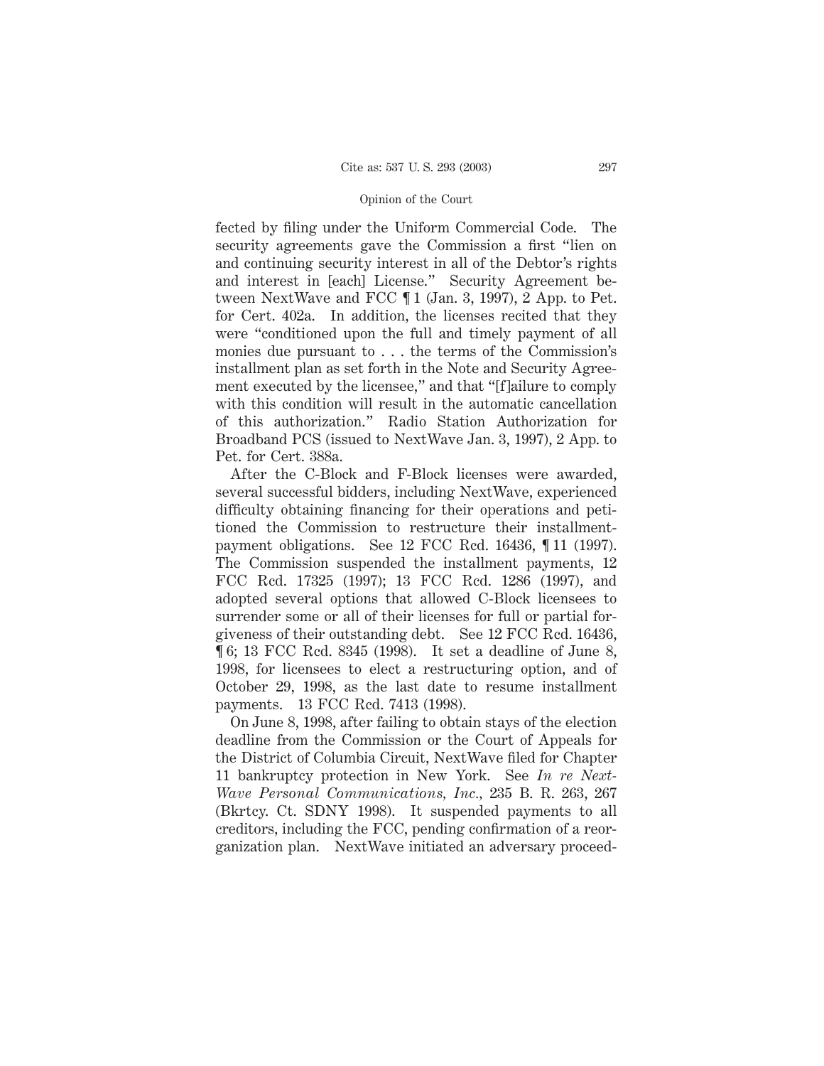fected by filing under the Uniform Commercial Code. The security agreements gave the Commission a first "lien on and continuing security interest in all of the Debtor's rights and interest in [each] License." Security Agreement between NextWave and FCC ¶ 1 (Jan. 3, 1997), 2 App. to Pet. for Cert. 402a. In addition, the licenses recited that they were "conditioned upon the full and timely payment of all monies due pursuant to . . . the terms of the Commission's installment plan as set forth in the Note and Security Agreement executed by the licensee," and that "[f]ailure to comply with this condition will result in the automatic cancellation of this authorization." Radio Station Authorization for Broadband PCS (issued to NextWave Jan. 3, 1997), 2 App. to Pet. for Cert. 388a.

After the C-Block and F-Block licenses were awarded, several successful bidders, including NextWave, experienced difficulty obtaining financing for their operations and petitioned the Commission to restructure their installment-payment obligations. See 12 FCC Rcd. 16436, ¶ 11 (1997). The Commission suspended the installment payments, 12 FCC Rcd. 17325 (1997); 13 FCC Rcd. 1286 (1997), and adopted several options that allowed C-Block licensees to surrender some or all of their licenses for full or partial forgiveness of their outstanding debt. See 12 FCC Rcd. 16436, ¶ 6; 13 FCC Rcd. 8345 (1998). It set a deadline of June 8, 1998, for licensees to elect a restructuring option, and of October 29, 1998, as the last date to resume installment payments. 13 FCC Rcd. 7413 (1998).

On June 8, 1998, after failing to obtain stays of the election deadline from the Commission or the Court of Appeals for the District of Columbia Circuit, NextWave filed for Chapter 11 bankruptcy protection in New York. See *In re NextWave Personal Communications, Inc.*, 235 B. R. 263, 267 (Bkrtcy. Ct. SDNY 1998). It suspended payments to all creditors, including the FCC, pending confirmation of a reorganization plan. NextWave initiated an adversary proceed-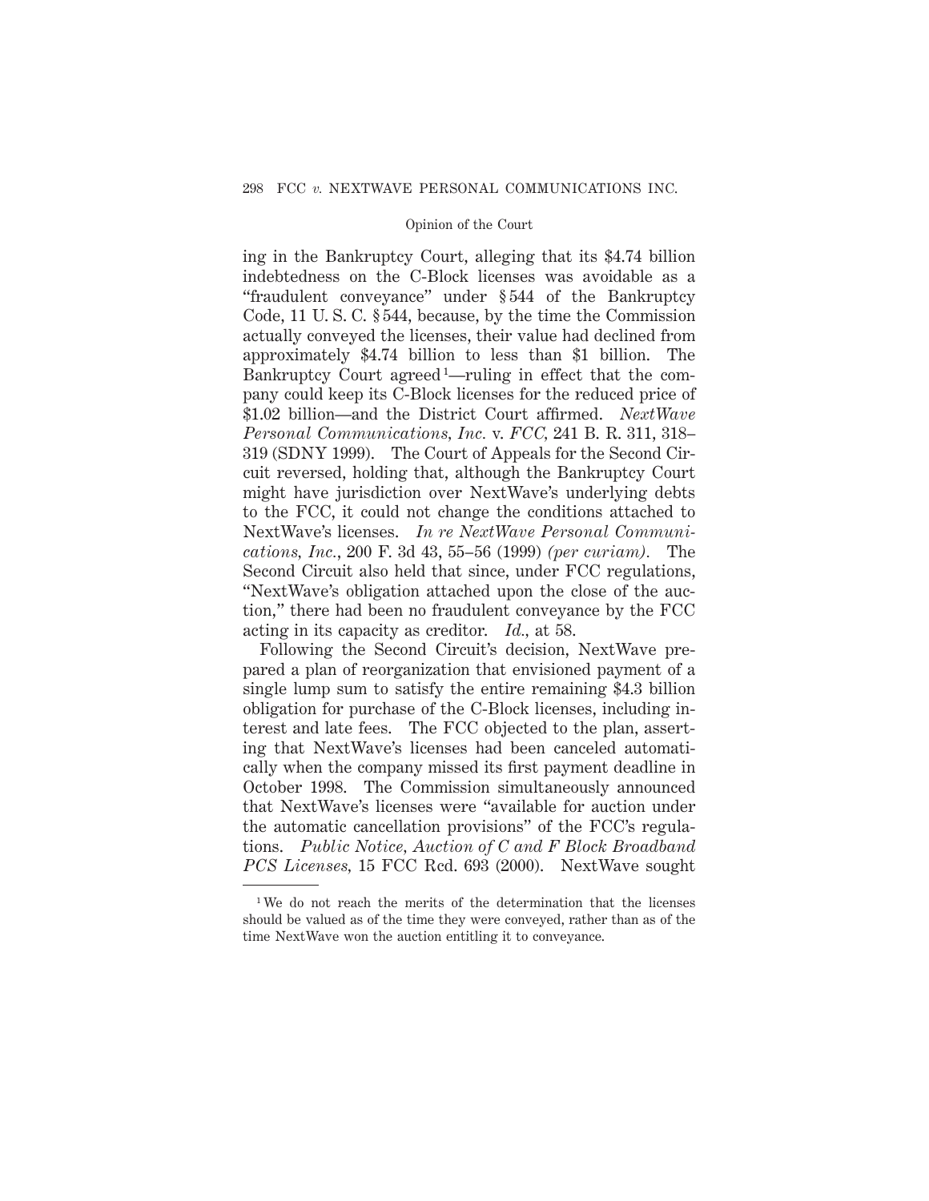ing in the Bankruptcy Court, alleging that its $4.74 billion indebtedness on the C-Block licenses was avoidable as a "fraudulent conveyance" under § 544 of the Bankruptcy Code, 11 U. S. C. § 544, because, by the time the Commission actually conveyed the licenses, their value had declined from approximately $4.74 billion to less than $1 billion. The Bankruptcy Court agreed[1]—ruling in effect that the company could keep its C-Block licenses for the reduced price of $1.02 billion—and the District Court affirmed. *NextWave Personal Communications, Inc.* v. *FCC*, 241 B. R. 311, 318–319 (SDNY 1999). The Court of Appeals for the Second Circuit reversed, holding that, although the Bankruptcy Court might have jurisdiction over NextWave's underlying debts to the FCC, it could not change the conditions attached to NextWave's licenses. *In re NextWave Personal Communications, Inc.*, 200 F. 3d 43, 55–56 (1999) *(per curiam)*. The Second Circuit also held that since, under FCC regulations, "NextWave's obligation attached upon the close of the auction," there had been no fraudulent conveyance by the FCC acting in its capacity as creditor. *Id.*, at 58.

Following the Second Circuit's decision, NextWave prepared a plan of reorganization that envisioned payment of a single lump sum to satisfy the entire remaining $4.3 billion obligation for purchase of the C-Block licenses, including interest and late fees. The FCC objected to the plan, asserting that NextWave's licenses had been canceled automatically when the company missed its first payment deadline in October 1998. The Commission simultaneously announced that NextWave's licenses were "available for auction under the automatic cancellation provisions" of the FCC's regulations. *Public Notice, Auction of C and F Block Broadband PCS Licenses*, 15 FCC Rcd. 693 (2000). NextWave sought

[1] We do not reach the merits of the determination that the licenses should be valued as of the time they were conveyed, rather than as of the time NextWave won the auction entitling it to conveyance.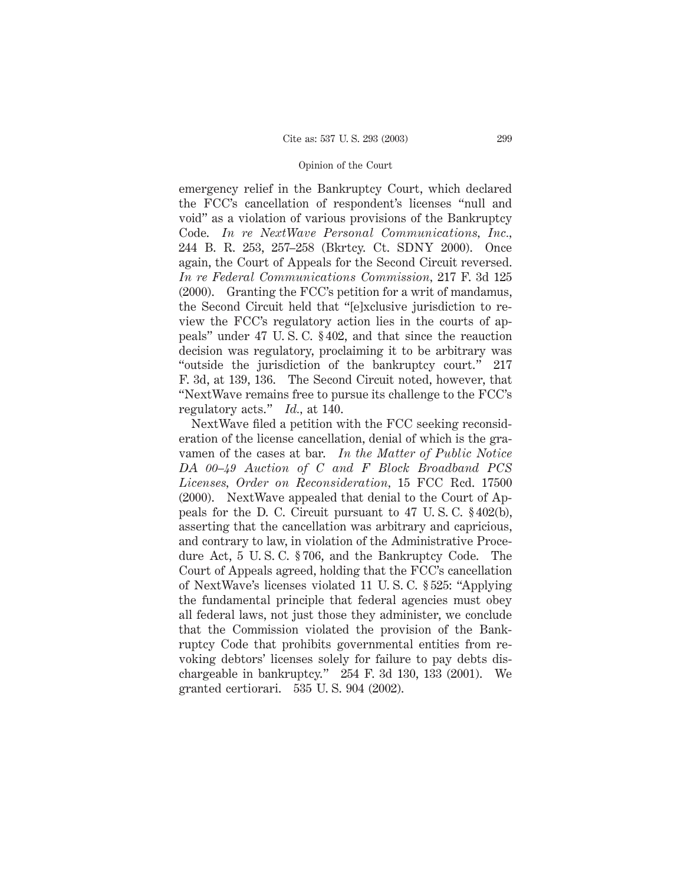emergency relief in the Bankruptcy Court, which declared the FCC's cancellation of respondent's licenses "null and void" as a violation of various provisions of the Bankruptcy Code. *In re NextWave Personal Communications, Inc.*, 244 B. R. 253, 257–258 (Bkrtcy. Ct. SDNY 2000). Once again, the Court of Appeals for the Second Circuit reversed. *In re Federal Communications Commission*, 217 F. 3d 125 (2000). Granting the FCC's petition for a writ of mandamus, the Second Circuit held that "[e]xclusive jurisdiction to review the FCC's regulatory action lies in the courts of appeals" under 47 U. S. C. § 402, and that since the reauction decision was regulatory, proclaiming it to be arbitrary was "outside the jurisdiction of the bankruptcy court." 217 F. 3d, at 139, 136. The Second Circuit noted, however, that "NextWave remains free to pursue its challenge to the FCC's regulatory acts." *Id.*, at 140.

NextWave filed a petition with the FCC seeking reconsideration of the license cancellation, denial of which is the gravamen of the cases at bar. *In the Matter of Public Notice DA 00–49 Auction of C and F Block Broadband PCS Licenses, Order on Reconsideration*, 15 FCC Rcd. 17500 (2000). NextWave appealed that denial to the Court of Appeals for the D. C. Circuit pursuant to 47 U. S. C. § 402(b), asserting that the cancellation was arbitrary and capricious, and contrary to law, in violation of the Administrative Procedure Act, 5 U. S. C. § 706, and the Bankruptcy Code. The Court of Appeals agreed, holding that the FCC's cancellation of NextWave's licenses violated 11 U. S. C. § 525: "Applying the fundamental principle that federal agencies must obey all federal laws, not just those they administer, we conclude that the Commission violated the provision of the Bankruptcy Code that prohibits governmental entities from revoking debtors' licenses solely for failure to pay debts dischargeable in bankruptcy." 254 F. 3d 130, 133 (2001). We granted certiorari. 535 U. S. 904 (2002).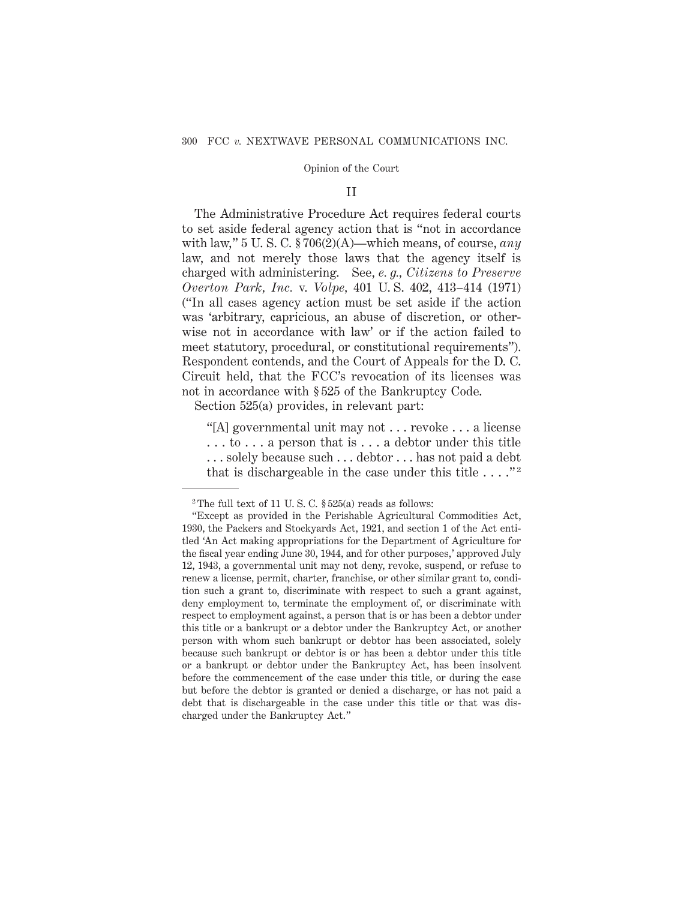## II

The Administrative Procedure Act requires federal courts to set aside federal agency action that is "not in accordance with law," 5 U. S. C. § 706(2)(A)—which means, of course, *any* law, and not merely those laws that the agency itself is charged with administering. See, *e. g., Citizens to Preserve Overton Park, Inc.* v. *Volpe*, 401 U. S. 402, 413–414 (1971) ("In all cases agency action must be set aside if the action was 'arbitrary, capricious, an abuse of discretion, or otherwise not in accordance with law' or if the action failed to meet statutory, procedural, or constitutional requirements"). Respondent contends, and the Court of Appeals for the D. C. Circuit held, that the FCC's revocation of its licenses was not in accordance with § 525 of the Bankruptcy Code.

Section 525(a) provides, in relevant part:

> "[A] governmental unit may not . . . revoke . . . a license . . . to . . . a person that is . . . a debtor under this title . . . solely because such . . . debtor . . . has not paid a debt that is dischargeable in the case under this title . . . ."[2]

---

[2] The full text of 11 U. S. C. § 525(a) reads as follows:

"Except as provided in the Perishable Agricultural Commodities Act, 1930, the Packers and Stockyards Act, 1921, and section 1 of the Act entitled 'An Act making appropriations for the Department of Agriculture for the fiscal year ending June 30, 1944, and for other purposes,' approved July 12, 1943, a governmental unit may not deny, revoke, suspend, or refuse to renew a license, permit, charter, franchise, or other similar grant to, condition such a grant to, discriminate with respect to such a grant against, deny employment to, terminate the employment of, or discriminate with respect to employment against, a person that is or has been a debtor under this title or a bankrupt or a debtor under the Bankruptcy Act, or another person with whom such bankrupt or debtor has been associated, solely because such bankrupt or debtor is or has been a debtor under this title or a bankrupt or debtor under the Bankruptcy Act, has been insolvent before the commencement of the case under this title, or during the case but before the debtor is granted or denied a discharge, or has not paid a debt that is dischargeable in the case under this title or that was discharged under the Bankruptcy Act."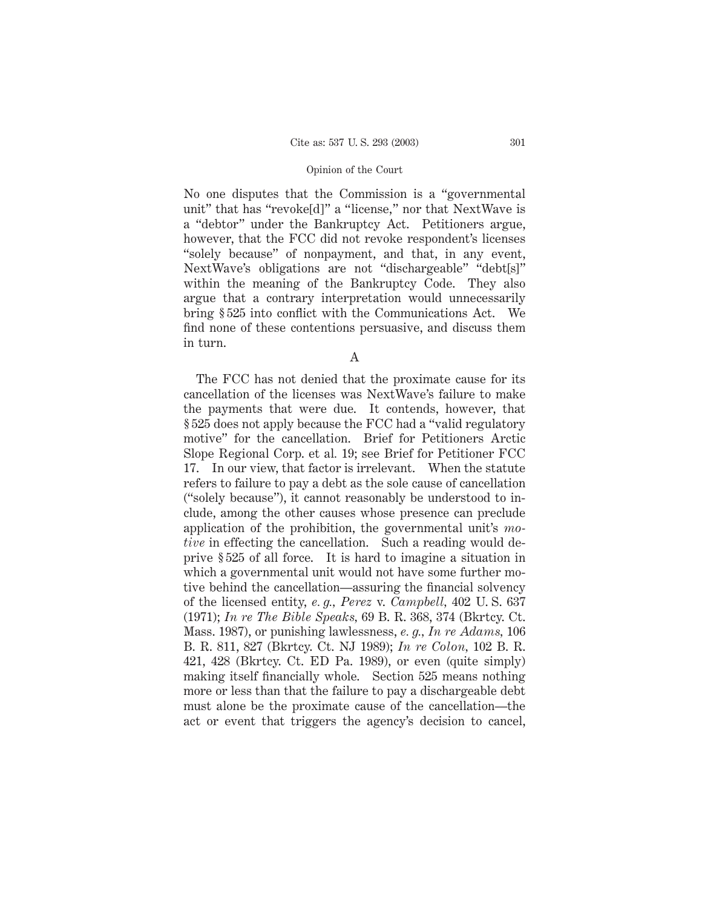No one disputes that the Commission is a "governmental unit" that has "revoke[d]" a "license," nor that NextWave is a "debtor" under the Bankruptcy Act. Petitioners argue, however, that the FCC did not revoke respondent's licenses "solely because" of nonpayment, and that, in any event, NextWave's obligations are not "dischargeable" "debt[s]" within the meaning of the Bankruptcy Code. They also argue that a contrary interpretation would unnecessarily bring § 525 into conflict with the Communications Act. We find none of these contentions persuasive, and discuss them in turn.

### A

The FCC has not denied that the proximate cause for its cancellation of the licenses was NextWave's failure to make the payments that were due. It contends, however, that § 525 does not apply because the FCC had a "valid regulatory motive" for the cancellation. Brief for Petitioners Arctic Slope Regional Corp. et al. 19; see Brief for Petitioner FCC 17. In our view, that factor is irrelevant. When the statute refers to failure to pay a debt as the sole cause of cancellation ("solely because"), it cannot reasonably be understood to include, among the other causes whose presence can preclude application of the prohibition, the governmental unit's *motive* in effecting the cancellation. Such a reading would deprive § 525 of all force. It is hard to imagine a situation in which a governmental unit would not have some further motive behind the cancellation—assuring the financial solvency of the licensed entity, *e. g., Perez* v. *Campbell,* 402 U. S. 637 (1971); *In re The Bible Speaks,* 69 B. R. 368, 374 (Bkrtcy. Ct. Mass. 1987), or punishing lawlessness, *e. g., In re Adams,* 106 B. R. 811, 827 (Bkrtcy. Ct. NJ 1989); *In re Colon,* 102 B. R. 421, 428 (Bkrtcy. Ct. ED Pa. 1989), or even (quite simply) making itself financially whole. Section 525 means nothing more or less than that the failure to pay a dischargeable debt must alone be the proximate cause of the cancellation—the act or event that triggers the agency's decision to cancel,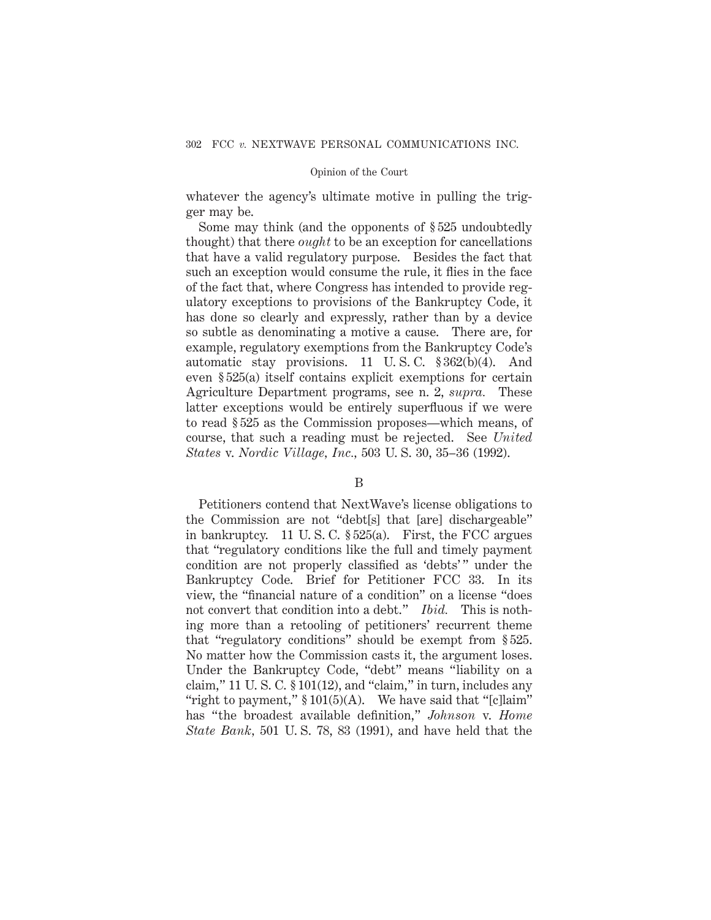whatever the agency's ultimate motive in pulling the trigger may be.

Some may think (and the opponents of § 525 undoubtedly thought) that there *ought* to be an exception for cancellations that have a valid regulatory purpose. Besides the fact that such an exception would consume the rule, it flies in the face of the fact that, where Congress has intended to provide regulatory exceptions to provisions of the Bankruptcy Code, it has done so clearly and expressly, rather than by a device so subtle as denominating a motive a cause. There are, for example, regulatory exemptions from the Bankruptcy Code's automatic stay provisions. 11 U. S. C. § 362(b)(4). And even § 525(a) itself contains explicit exemptions for certain Agriculture Department programs, see n. 2, *supra.* These latter exceptions would be entirely superfluous if we were to read § 525 as the Commission proposes—which means, of course, that such a reading must be rejected. See *United States* v. *Nordic Village, Inc.*, 503 U. S. 30, 35–36 (1992).

B

Petitioners contend that NextWave's license obligations to the Commission are not "debt[s] that [are] dischargeable" in bankruptcy. 11 U. S. C. § 525(a). First, the FCC argues that "regulatory conditions like the full and timely payment condition are not properly classified as 'debts' " under the Bankruptcy Code. Brief for Petitioner FCC 33. In its view, the "financial nature of a condition" on a license "does not convert that condition into a debt." *Ibid.* This is nothing more than a retooling of petitioners' recurrent theme that "regulatory conditions" should be exempt from § 525. No matter how the Commission casts it, the argument loses. Under the Bankruptcy Code, "debt" means "liability on a claim," 11 U. S. C. § 101(12), and "claim," in turn, includes any "right to payment," § 101(5)(A). We have said that "[c]laim" has "the broadest available definition," *Johnson* v. *Home State Bank*, 501 U. S. 78, 83 (1991), and have held that the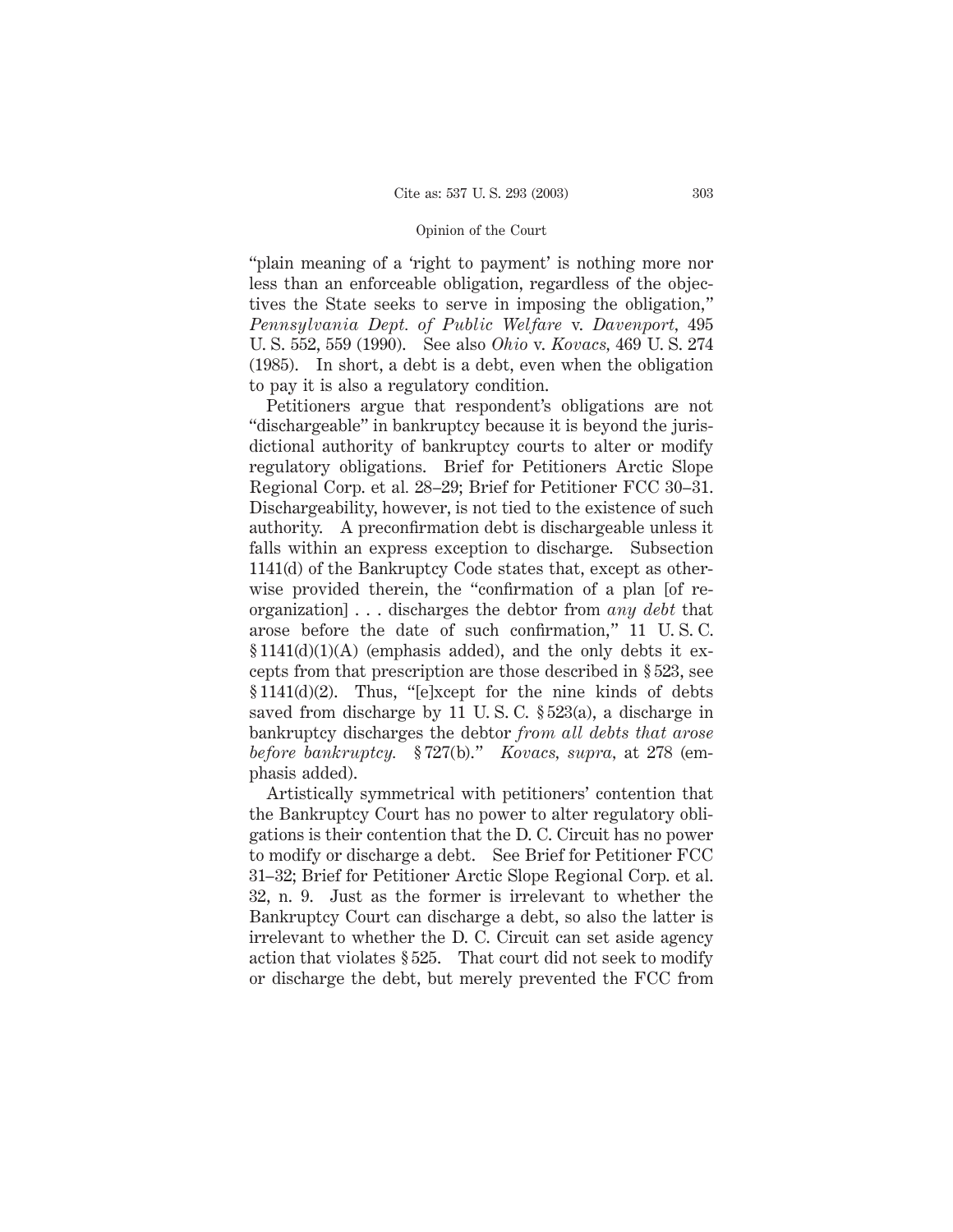"plain meaning of a 'right to payment' is nothing more nor less than an enforceable obligation, regardless of the objectives the State seeks to serve in imposing the obligation," *Pennsylvania Dept. of Public Welfare* v. *Davenport,* 495 U. S. 552, 559 (1990). See also *Ohio* v. *Kovacs,* 469 U. S. 274 (1985). In short, a debt is a debt, even when the obligation to pay it is also a regulatory condition.

Petitioners argue that respondent's obligations are not "dischargeable" in bankruptcy because it is beyond the jurisdictional authority of bankruptcy courts to alter or modify regulatory obligations. Brief for Petitioners Arctic Slope Regional Corp. et al. 28–29; Brief for Petitioner FCC 30–31. Dischargeability, however, is not tied to the existence of such authority. A preconfirmation debt is dischargeable unless it falls within an express exception to discharge. Subsection 1141(d) of the Bankruptcy Code states that, except as otherwise provided therein, the "confirmation of a plan [of reorganization] . . . discharges the debtor from *any debt* that arose before the date of such confirmation," 11 U. S. C. § 1141(d)(1)(A) (emphasis added), and the only debts it excepts from that prescription are those described in § 523, see § 1141(d)(2). Thus, "[e]xcept for the nine kinds of debts saved from discharge by 11 U. S. C. § 523(a), a discharge in bankruptcy discharges the debtor *from all debts that arose before bankruptcy.* § 727(b)." *Kovacs, supra,* at 278 (emphasis added).

Artistically symmetrical with petitioners' contention that the Bankruptcy Court has no power to alter regulatory obligations is their contention that the D. C. Circuit has no power to modify or discharge a debt. See Brief for Petitioner FCC 31–32; Brief for Petitioner Arctic Slope Regional Corp. et al. 32, n. 9. Just as the former is irrelevant to whether the Bankruptcy Court can discharge a debt, so also the latter is irrelevant to whether the D. C. Circuit can set aside agency action that violates § 525. That court did not seek to modify or discharge the debt, but merely prevented the FCC from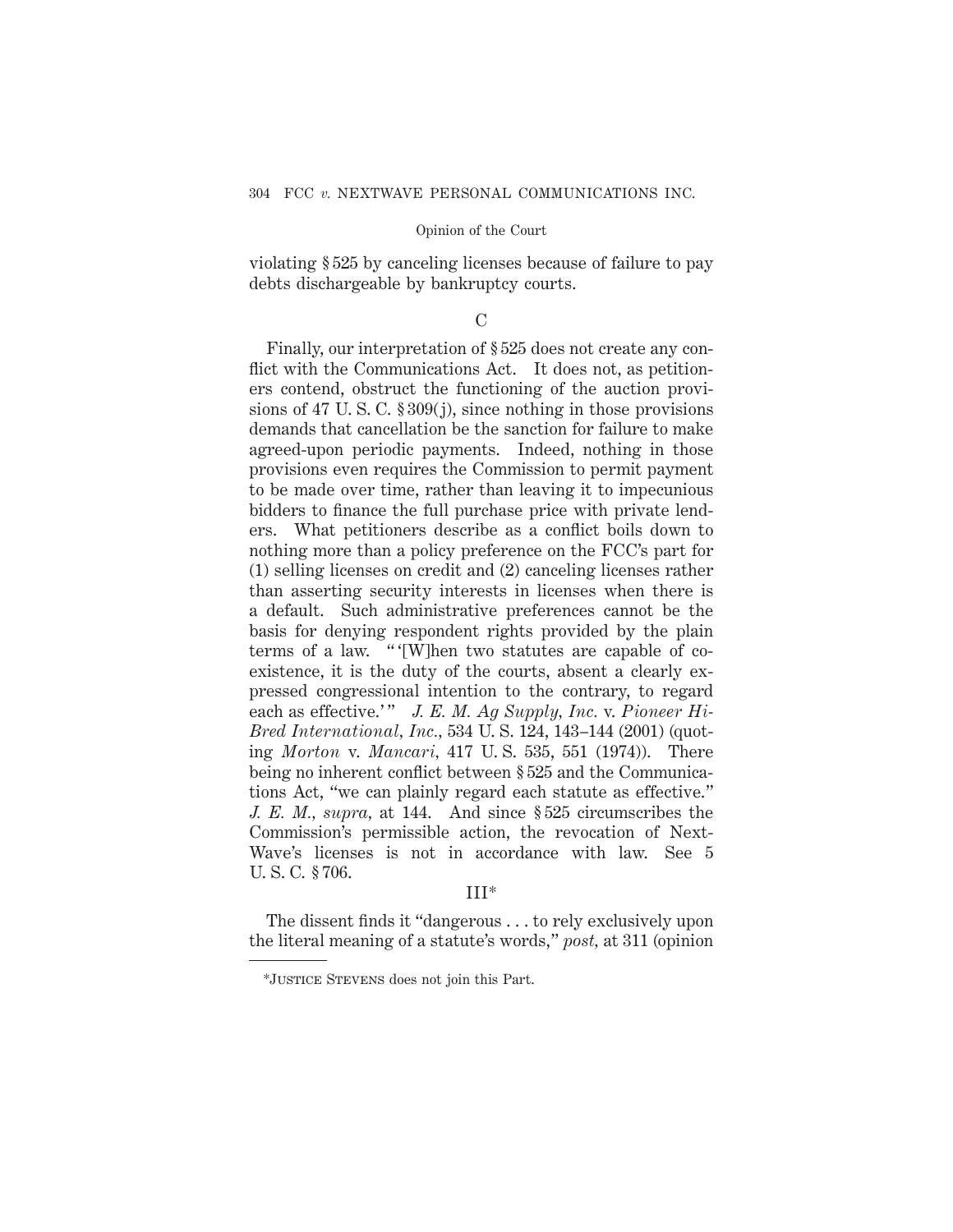violating § 525 by canceling licenses because of failure to pay debts dischargeable by bankruptcy courts.

### C

Finally, our interpretation of § 525 does not create any conflict with the Communications Act. It does not, as petitioners contend, obstruct the functioning of the auction provisions of 47 U. S. C. § 309(j), since nothing in those provisions demands that cancellation be the sanction for failure to make agreed-upon periodic payments. Indeed, nothing in those provisions even requires the Commission to permit payment to be made over time, rather than leaving it to impecunious bidders to finance the full purchase price with private lenders. What petitioners describe as a conflict boils down to nothing more than a policy preference on the FCC's part for (1) selling licenses on credit and (2) canceling licenses rather than asserting security interests in licenses when there is a default. Such administrative preferences cannot be the basis for denying respondent rights provided by the plain terms of a law. " '[W]hen two statutes are capable of coexistence, it is the duty of the courts, absent a clearly expressed congressional intention to the contrary, to regard each as effective.' " *J. E. M. Ag Supply, Inc.* v. *Pioneer Hi-Bred International, Inc.*, 534 U. S. 124, 143–144 (2001) (quoting *Morton* v. *Mancari*, 417 U. S. 535, 551 (1974)). There being no inherent conflict between § 525 and the Communications Act, "we can plainly regard each statute as effective." *J. E. M.*, *supra*, at 144. And since § 525 circumscribes the Commission's permissible action, the revocation of NextWave's licenses is not in accordance with law. See 5 U. S. C. § 706.

## III*

The dissent finds it "dangerous . . . to rely exclusively upon the literal meaning of a statute's words," *post*, at 311 (opinion

---

*Justice Stevens does not join this Part.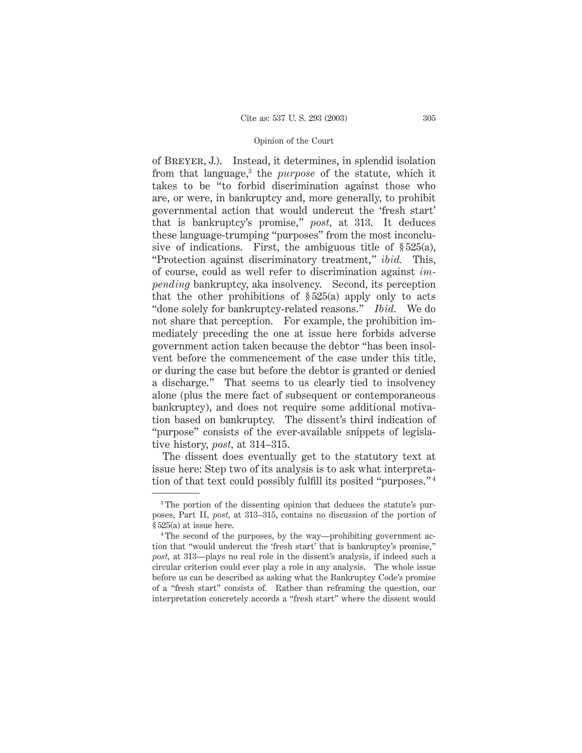of Breyer, J.). Instead, it determines, in splendid isolation from that language,[3] the *purpose* of the statute, which it takes to be "to forbid discrimination against those who are, or were, in bankruptcy and, more generally, to prohibit governmental action that would undercut the 'fresh start' that is bankruptcy's promise," *post,* at 313. It deduces these language-trumping "purposes" from the most inconclusive of indications. First, the ambiguous title of § 525(a), "Protection against discriminatory treatment," *ibid.* This, of course, could as well refer to discrimination against *impending* bankruptcy, aka insolvency. Second, its perception that the other prohibitions of § 525(a) apply only to acts "done solely for bankruptcy-related reasons." *Ibid.* We do not share that perception. For example, the prohibition immediately preceding the one at issue here forbids adverse government action taken because the debtor "has been insolvent before the commencement of the case under this title, or during the case but before the debtor is granted or denied a discharge." That seems to us clearly tied to insolvency alone (plus the mere fact of subsequent or contemporaneous bankruptcy), and does not require some additional motivation based on bankruptcy. The dissent's third indication of "purpose" consists of the ever-available snippets of legislative history, *post,* at 314–315.

The dissent does eventually get to the statutory text at issue here: Step two of its analysis is to ask what interpretation of that text could possibly fulfill its posited "purposes."[4]

---

[3] The portion of the dissenting opinion that deduces the statute's purposes, Part II, *post,* at 313–315, contains no discussion of the portion of § 525(a) at issue here.

[4] The second of the purposes, by the way—prohibiting government action that "would undercut the 'fresh start' that is bankruptcy's promise," *post,* at 313—plays no real role in the dissent's analysis, if indeed such a circular criterion could ever play a role in any analysis. The whole issue before us can be described as asking what the Bankruptcy Code's promise of a "fresh start" consists of. Rather than reframing the question, our interpretation concretely accords a "fresh start" where the dissent would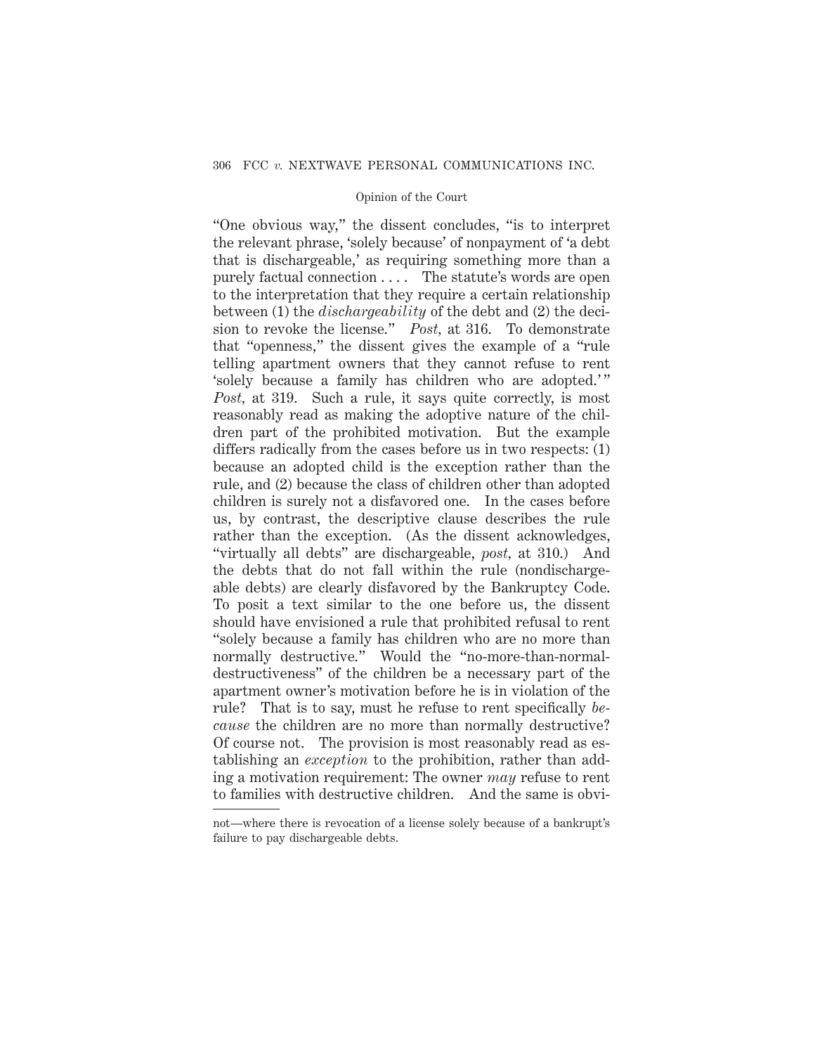"One obvious way," the dissent concludes, "is to interpret the relevant phrase, 'solely because' of nonpayment of 'a debt that is dischargeable,' as requiring something more than a purely factual connection . . . . The statute's words are open to the interpretation that they require a certain relationship between (1) the *dischargeability* of the debt and (2) the decision to revoke the license." *Post,* at 316. To demonstrate that "openness," the dissent gives the example of a "rule telling apartment owners that they cannot refuse to rent 'solely because a family has children who are adopted.'" *Post,* at 319. Such a rule, it says quite correctly, is most reasonably read as making the adoptive nature of the children part of the prohibited motivation. But the example differs radically from the cases before us in two respects: (1) because an adopted child is the exception rather than the rule, and (2) because the class of children other than adopted children is surely not a disfavored one. In the cases before us, by contrast, the descriptive clause describes the rule rather than the exception. (As the dissent acknowledges, "virtually all debts" are dischargeable, *post,* at 310.) And the debts that do not fall within the rule (nondischargeable debts) are clearly disfavored by the Bankruptcy Code. To posit a text similar to the one before us, the dissent should have envisioned a rule that prohibited refusal to rent "solely because a family has children who are no more than normally destructive." Would the "no-more-than-normal-destructiveness" of the children be a necessary part of the apartment owner's motivation before he is in violation of the rule? That is to say, must he refuse to rent specifically *because* the children are no more than normally destructive? Of course not. The provision is most reasonably read as establishing an *exception* to the prohibition, rather than adding a motivation requirement: The owner *may* refuse to rent to families with destructive children. And the same is obvi-

---

not—where there is revocation of a license solely because of a bankrupt's failure to pay dischargeable debts.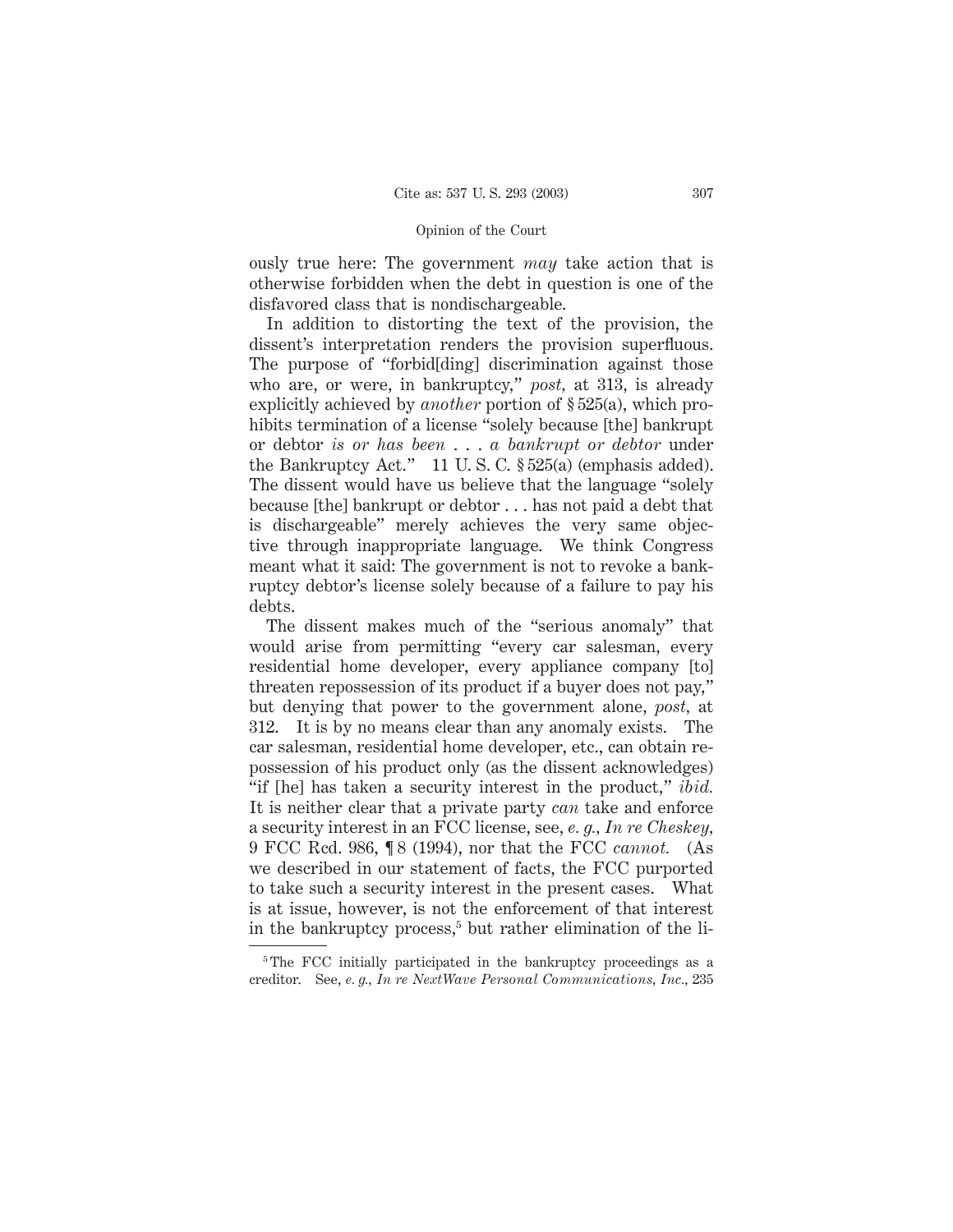ously true here: The government *may* take action that is otherwise forbidden when the debt in question is one of the disfavored class that is nondischargeable.

In addition to distorting the text of the provision, the dissent's interpretation renders the provision superfluous. The purpose of "forbid[ding] discrimination against those who are, or were, in bankruptcy," *post*, at 313, is already explicitly achieved by *another* portion of § 525(a), which prohibits termination of a license "solely because [the] bankrupt or debtor *is or has been . . . a bankrupt or debtor* under the Bankruptcy Act." 11 U. S. C. § 525(a) (emphasis added). The dissent would have us believe that the language "solely because [the] bankrupt or debtor . . . has not paid a debt that is dischargeable" merely achieves the very same objective through inappropriate language. We think Congress meant what it said: The government is not to revoke a bankruptcy debtor's license solely because of a failure to pay his debts.

The dissent makes much of the "serious anomaly" that would arise from permitting "every car salesman, every residential home developer, every appliance company [to] threaten repossession of its product if a buyer does not pay," but denying that power to the government alone, *post*, at 312. It is by no means clear than any anomaly exists. The car salesman, residential home developer, etc., can obtain repossession of his product only (as the dissent acknowledges) "if [he] has taken a security interest in the product," *ibid.* It is neither clear that a private party *can* take and enforce a security interest in an FCC license, see, *e. g., In re Cheskey*, 9 FCC Rcd. 986, ¶ 8 (1994), nor that the FCC *cannot.* (As we described in our statement of facts, the FCC purported to take such a security interest in the present cases. What is at issue, however, is not the enforcement of that interest in the bankruptcy process,[5] but rather elimination of the li-

[5] The FCC initially participated in the bankruptcy proceedings as a creditor. See, *e. g., In re NextWave Personal Communications, Inc.*, 235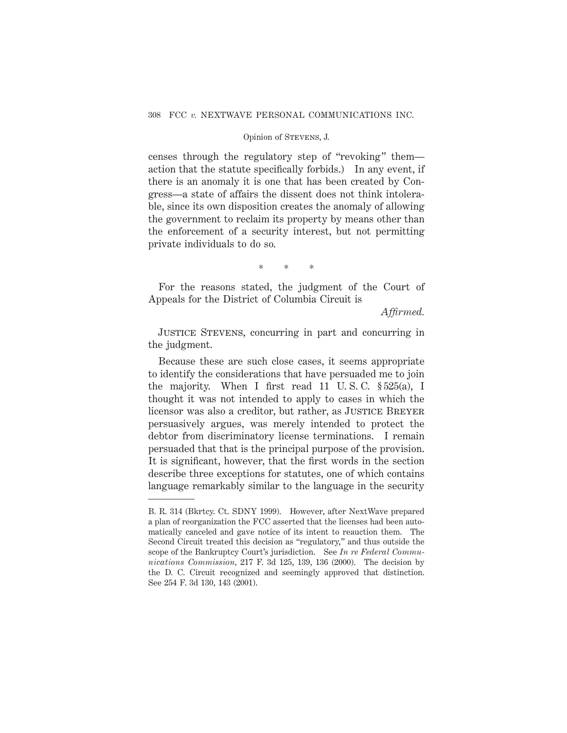censes through the regulatory step of "revoking" them—action that the statute specifically forbids.) In any event, if there is an anomaly it is one that has been created by Congress—a state of affairs the dissent does not think intolerable, since its own disposition creates the anomaly of allowing the government to reclaim its property by means other than the enforcement of a security interest, but not permitting private individuals to do so.

\* \* \*

For the reasons stated, the judgment of the Court of Appeals for the District of Columbia Circuit is

*Affirmed.*

Justice Stevens, concurring in part and concurring in the judgment.

Because these are such close cases, it seems appropriate to identify the considerations that have persuaded me to join the majority. When I first read 11 U. S. C. § 525(a), I thought it was not intended to apply to cases in which the licensor was also a creditor, but rather, as Justice Breyer persuasively argues, was merely intended to protect the debtor from discriminatory license terminations. I remain persuaded that that is the principal purpose of the provision. It is significant, however, that the first words in the section describe three exceptions for statutes, one of which contains language remarkably similar to the language in the security

---

B. R. 314 (Bkrtcy. Ct. SDNY 1999). However, after NextWave prepared a plan of reorganization the FCC asserted that the licenses had been automatically canceled and gave notice of its intent to reauction them. The Second Circuit treated this decision as "regulatory," and thus outside the scope of the Bankruptcy Court's jurisdiction. See *In re Federal Communications Commission*, 217 F. 3d 125, 139, 136 (2000). The decision by the D. C. Circuit recognized and seemingly approved that distinction. See 254 F. 3d 130, 143 (2001).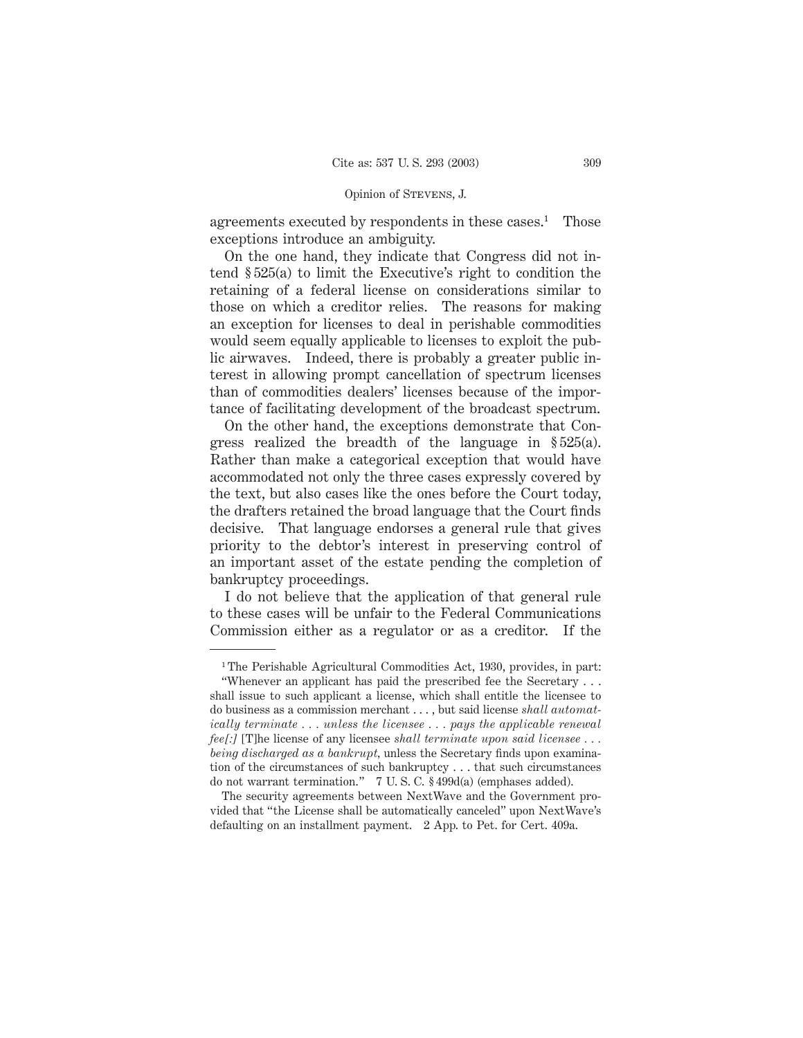agreements executed by respondents in these cases.[1] Those exceptions introduce an ambiguity.

On the one hand, they indicate that Congress did not intend § 525(a) to limit the Executive's right to condition the retaining of a federal license on considerations similar to those on which a creditor relies. The reasons for making an exception for licenses to deal in perishable commodities would seem equally applicable to licenses to exploit the public airwaves. Indeed, there is probably a greater public interest in allowing prompt cancellation of spectrum licenses than of commodities dealers' licenses because of the importance of facilitating development of the broadcast spectrum.

On the other hand, the exceptions demonstrate that Congress realized the breadth of the language in § 525(a). Rather than make a categorical exception that would have accommodated not only the three cases expressly covered by the text, but also cases like the ones before the Court today, the drafters retained the broad language that the Court finds decisive. That language endorses a general rule that gives priority to the debtor's interest in preserving control of an important asset of the estate pending the completion of bankruptcy proceedings.

I do not believe that the application of that general rule to these cases will be unfair to the Federal Communications Commission either as a regulator or as a creditor. If the

---

[1] The Perishable Agricultural Commodities Act, 1930, provides, in part: "Whenever an applicant has paid the prescribed fee the Secretary . . . shall issue to such applicant a license, which shall entitle the licensee to do business as a commission merchant . . . , but said license *shall automatically terminate . . . unless the licensee . . . pays the applicable renewal fee[:]* [T]he license of any licensee *shall terminate upon said licensee . . . being discharged as a bankrupt,* unless the Secretary finds upon examination of the circumstances of such bankruptcy . . . that such circumstances do not warrant termination." 7 U. S. C. § 499d(a) (emphases added).

The security agreements between NextWave and the Government provided that "the License shall be automatically canceled" upon NextWave's defaulting on an installment payment. 2 App. to Pet. for Cert. 409a.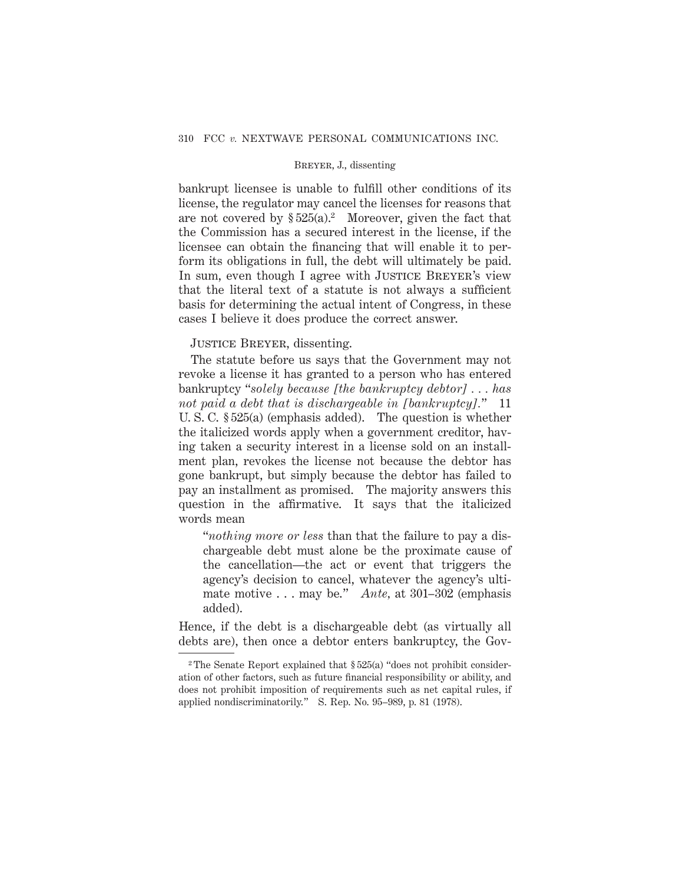bankrupt licensee is unable to fulfill other conditions of its license, the regulator may cancel the licenses for reasons that are not covered by § 525(a).[2] Moreover, given the fact that the Commission has a secured interest in the license, if the licensee can obtain the financing that will enable it to perform its obligations in full, the debt will ultimately be paid. In sum, even though I agree with JUSTICE BREYER's view that the literal text of a statute is not always a sufficient basis for determining the actual intent of Congress, in these cases I believe it does produce the correct answer.

JUSTICE BREYER, dissenting.

The statute before us says that the Government may not revoke a license it has granted to a person who has entered bankruptcy "*solely because [the bankruptcy debtor] . . . has not paid a debt that is dischargeable in [bankruptcy].*" 11 U. S. C. § 525(a) (emphasis added). The question is whether the italicized words apply when a government creditor, having taken a security interest in a license sold on an installment plan, revokes the license not because the debtor has gone bankrupt, but simply because the debtor has failed to pay an installment as promised. The majority answers this question in the affirmative. It says that the italicized words mean

> "*nothing more or less* than that the failure to pay a dischargeable debt must alone be the proximate cause of the cancellation—the act or event that triggers the agency's decision to cancel, whatever the agency's ultimate motive . . . may be." *Ante*, at 301–302 (emphasis added).

Hence, if the debt is a dischargeable debt (as virtually all debts are), then once a debtor enters bankruptcy, the Gov-

[2] The Senate Report explained that § 525(a) "does not prohibit consideration of other factors, such as future financial responsibility or ability, and does not prohibit imposition of requirements such as net capital rules, if applied nondiscriminatorily." S. Rep. No. 95–989, p. 81 (1978).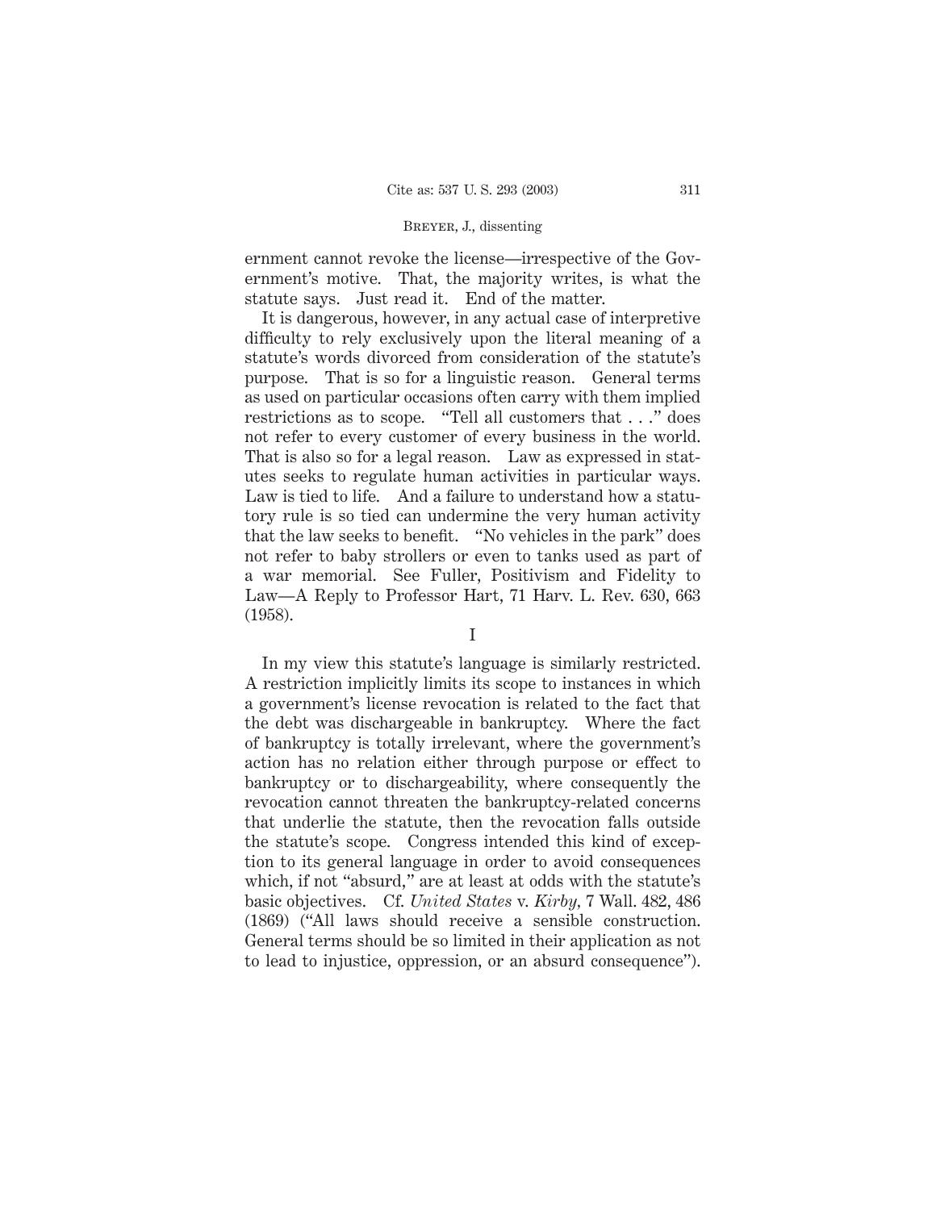ernment cannot revoke the license—irrespective of the Government's motive. That, the majority writes, is what the statute says. Just read it. End of the matter.

It is dangerous, however, in any actual case of interpretive difficulty to rely exclusively upon the literal meaning of a statute's words divorced from consideration of the statute's purpose. That is so for a linguistic reason. General terms as used on particular occasions often carry with them implied restrictions as to scope. "Tell all customers that . . ." does not refer to every customer of every business in the world. That is also so for a legal reason. Law as expressed in statutes seeks to regulate human activities in particular ways. Law is tied to life. And a failure to understand how a statutory rule is so tied can undermine the very human activity that the law seeks to benefit. "No vehicles in the park" does not refer to baby strollers or even to tanks used as part of a war memorial. See Fuller, Positivism and Fidelity to Law—A Reply to Professor Hart, 71 Harv. L. Rev. 630, 663 (1958).

I

In my view this statute's language is similarly restricted. A restriction implicitly limits its scope to instances in which a government's license revocation is related to the fact that the debt was dischargeable in bankruptcy. Where the fact of bankruptcy is totally irrelevant, where the government's action has no relation either through purpose or effect to bankruptcy or to dischargeability, where consequently the revocation cannot threaten the bankruptcy-related concerns that underlie the statute, then the revocation falls outside the statute's scope. Congress intended this kind of exception to its general language in order to avoid consequences which, if not "absurd," are at least at odds with the statute's basic objectives. Cf. *United States* v. *Kirby,* 7 Wall. 482, 486 (1869) ("All laws should receive a sensible construction. General terms should be so limited in their application as not to lead to injustice, oppression, or an absurd consequence").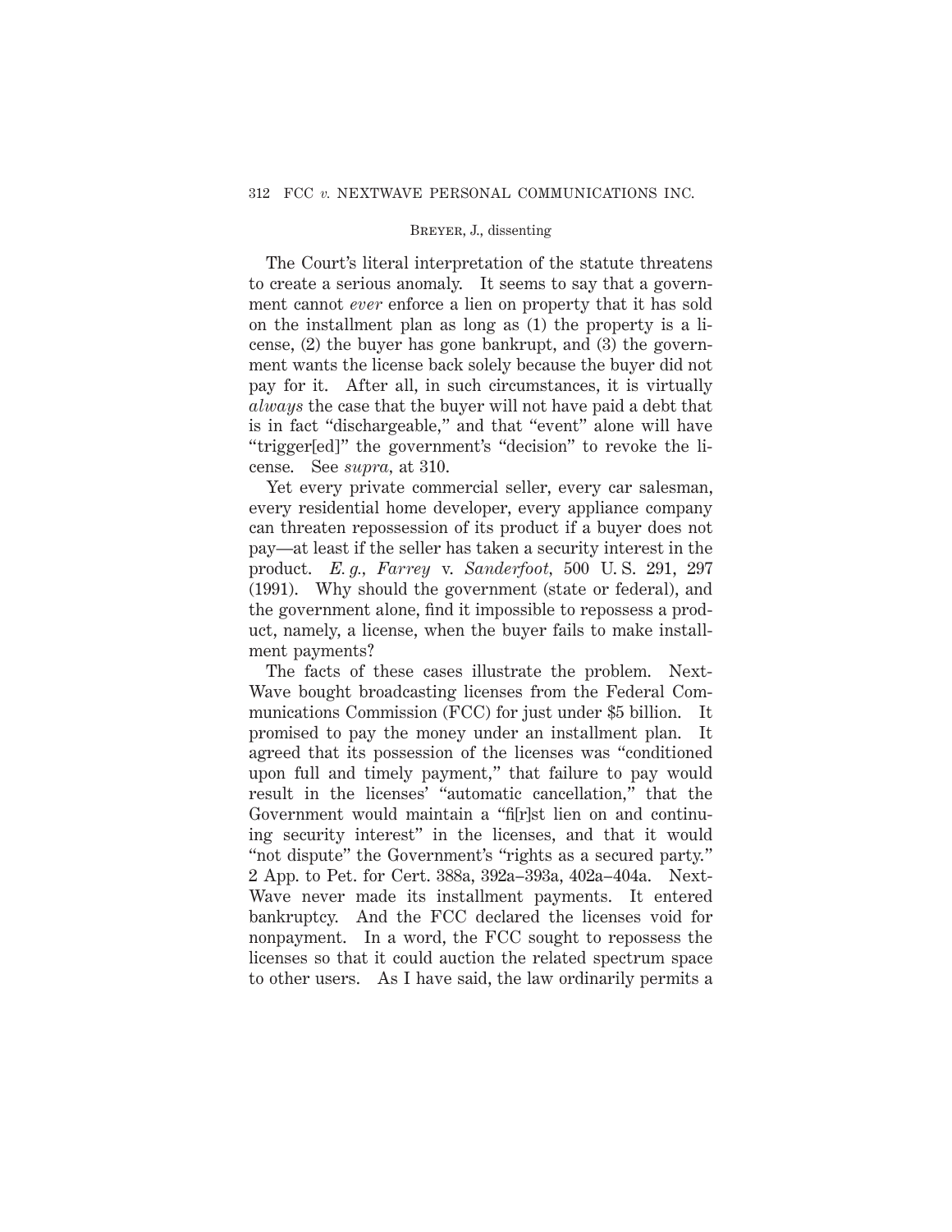The Court's literal interpretation of the statute threatens to create a serious anomaly. It seems to say that a government cannot *ever* enforce a lien on property that it has sold on the installment plan as long as (1) the property is a license, (2) the buyer has gone bankrupt, and (3) the government wants the license back solely because the buyer did not pay for it. After all, in such circumstances, it is virtually *always* the case that the buyer will not have paid a debt that is in fact "dischargeable," and that "event" alone will have "trigger[ed]" the government's "decision" to revoke the license. See *supra,* at 310.

Yet every private commercial seller, every car salesman, every residential home developer, every appliance company can threaten repossession of its product if a buyer does not pay—at least if the seller has taken a security interest in the product. *E. g., Farrey* v. *Sanderfoot,* 500 U. S. 291, 297 (1991). Why should the government (state or federal), and the government alone, find it impossible to repossess a product, namely, a license, when the buyer fails to make installment payments?

The facts of these cases illustrate the problem. NextWave bought broadcasting licenses from the Federal Communications Commission (FCC) for just under $5 billion. It promised to pay the money under an installment plan. It agreed that its possession of the licenses was "conditioned upon full and timely payment," that failure to pay would result in the licenses' "automatic cancellation," that the Government would maintain a "fi[r]st lien on and continuing security interest" in the licenses, and that it would "not dispute" the Government's "rights as a secured party." 2 App. to Pet. for Cert. 388a, 392a–393a, 402a–404a. NextWave never made its installment payments. It entered bankruptcy. And the FCC declared the licenses void for nonpayment. In a word, the FCC sought to repossess the licenses so that it could auction the related spectrum space to other users. As I have said, the law ordinarily permits a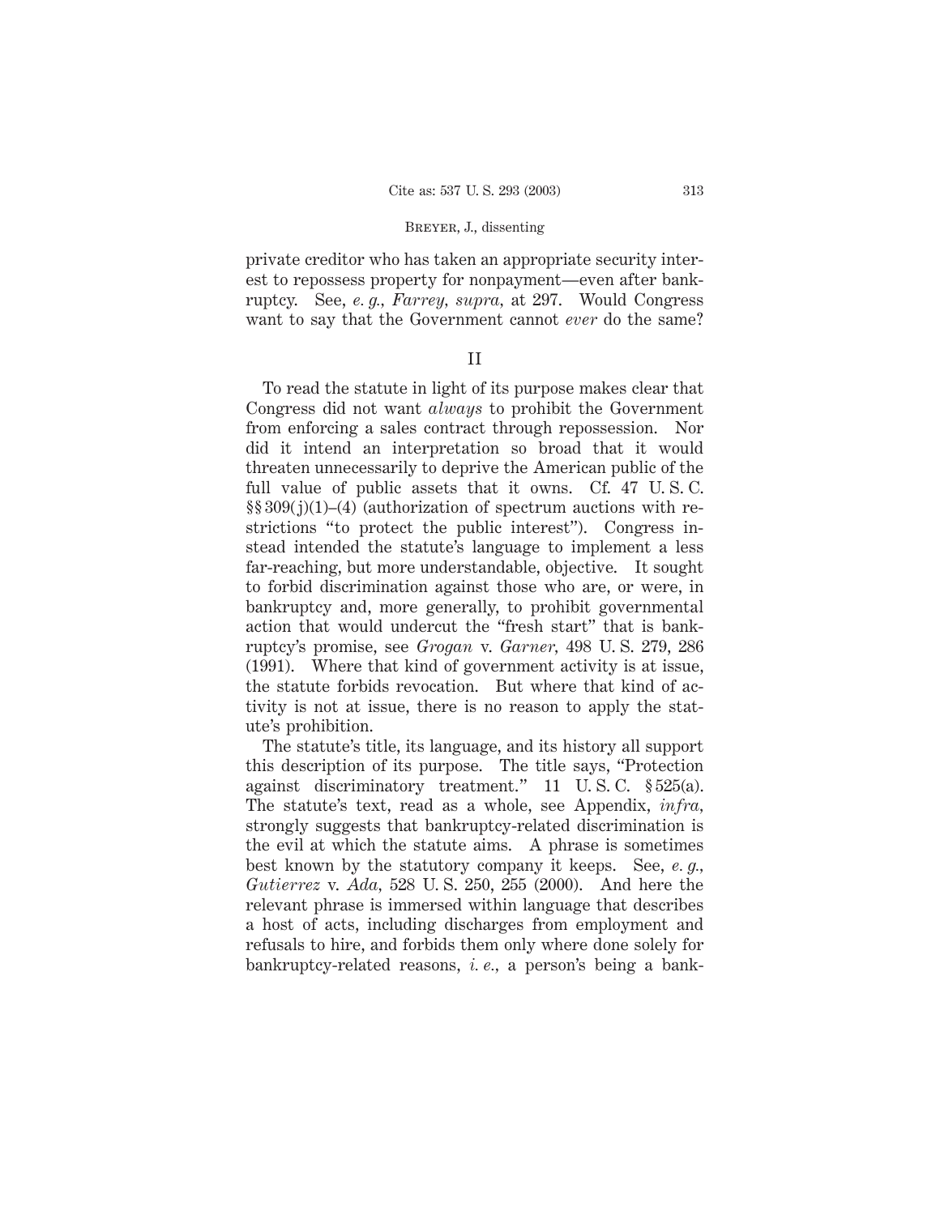private creditor who has taken an appropriate security interest to repossess property for nonpayment—even after bankruptcy. See, *e. g., Farrey, supra,* at 297. Would Congress want to say that the Government cannot *ever* do the same?

## II

To read the statute in light of its purpose makes clear that Congress did not want *always* to prohibit the Government from enforcing a sales contract through repossession. Nor did it intend an interpretation so broad that it would threaten unnecessarily to deprive the American public of the full value of public assets that it owns. Cf. 47 U. S. C. §§ 309(j)(1)–(4) (authorization of spectrum auctions with restrictions "to protect the public interest"). Congress instead intended the statute's language to implement a less far-reaching, but more understandable, objective. It sought to forbid discrimination against those who are, or were, in bankruptcy and, more generally, to prohibit governmental action that would undercut the "fresh start" that is bankruptcy's promise, see *Grogan* v. *Garner,* 498 U. S. 279, 286 (1991). Where that kind of government activity is at issue, the statute forbids revocation. But where that kind of activity is not at issue, there is no reason to apply the statute's prohibition.

The statute's title, its language, and its history all support this description of its purpose. The title says, "Protection against discriminatory treatment." 11 U. S. C. § 525(a). The statute's text, read as a whole, see Appendix, *infra,* strongly suggests that bankruptcy-related discrimination is the evil at which the statute aims. A phrase is sometimes best known by the statutory company it keeps. See, *e. g., Gutierrez* v. *Ada,* 528 U. S. 250, 255 (2000). And here the relevant phrase is immersed within language that describes a host of acts, including discharges from employment and refusals to hire, and forbids them only where done solely for bankruptcy-related reasons, *i. e.,* a person's being a bank-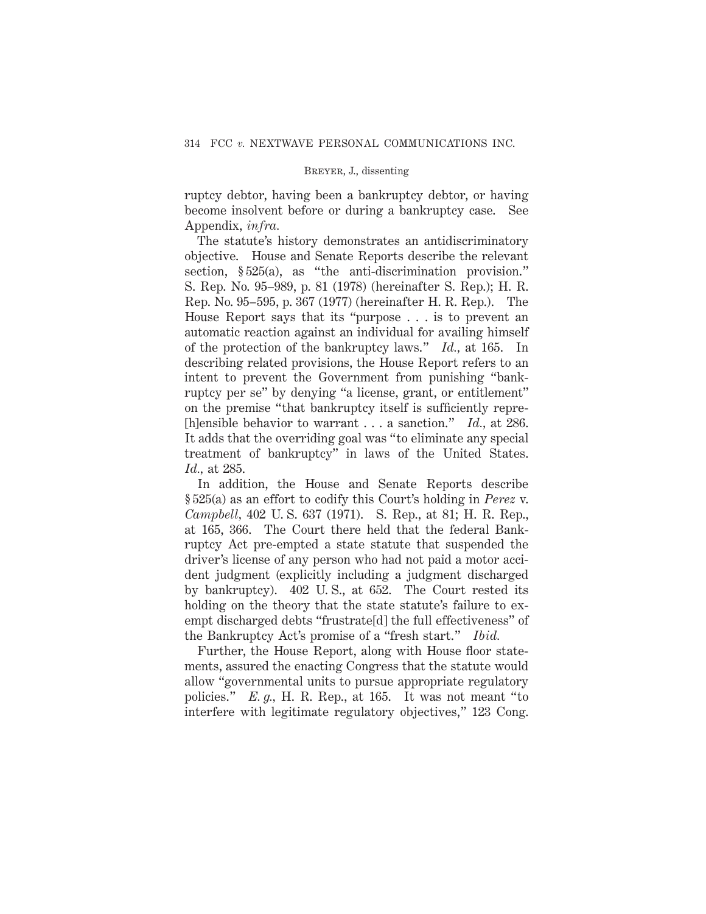ruptcy debtor, having been a bankruptcy debtor, or having become insolvent before or during a bankruptcy case. See Appendix, *infra.*

The statute's history demonstrates an antidiscriminatory objective. House and Senate Reports describe the relevant section, § 525(a), as "the anti-discrimination provision." S. Rep. No. 95–989, p. 81 (1978) (hereinafter S. Rep.); H. R. Rep. No. 95–595, p. 367 (1977) (hereinafter H. R. Rep.). The House Report says that its "purpose . . . is to prevent an automatic reaction against an individual for availing himself of the protection of the bankruptcy laws." *Id.*, at 165. In describing related provisions, the House Report refers to an intent to prevent the Government from punishing "bankruptcy per se" by denying "a license, grant, or entitlement" on the premise "that bankruptcy itself is sufficiently repre[h]ensible behavior to warrant . . . a sanction." *Id.*, at 286. It adds that the overriding goal was "to eliminate any special treatment of bankruptcy" in laws of the United States. *Id.*, at 285.

In addition, the House and Senate Reports describe § 525(a) as an effort to codify this Court's holding in *Perez* v. *Campbell*, 402 U. S. 637 (1971). S. Rep., at 81; H. R. Rep., at 165, 366. The Court there held that the federal Bankruptcy Act pre-empted a state statute that suspended the driver's license of any person who had not paid a motor accident judgment (explicitly including a judgment discharged by bankruptcy). 402 U. S., at 652. The Court rested its holding on the theory that the state statute's failure to exempt discharged debts "frustrate[d] the full effectiveness" of the Bankruptcy Act's promise of a "fresh start." *Ibid.*

Further, the House Report, along with House floor statements, assured the enacting Congress that the statute would allow "governmental units to pursue appropriate regulatory policies." *E. g.*, H. R. Rep., at 165. It was not meant "to interfere with legitimate regulatory objectives," 123 Cong.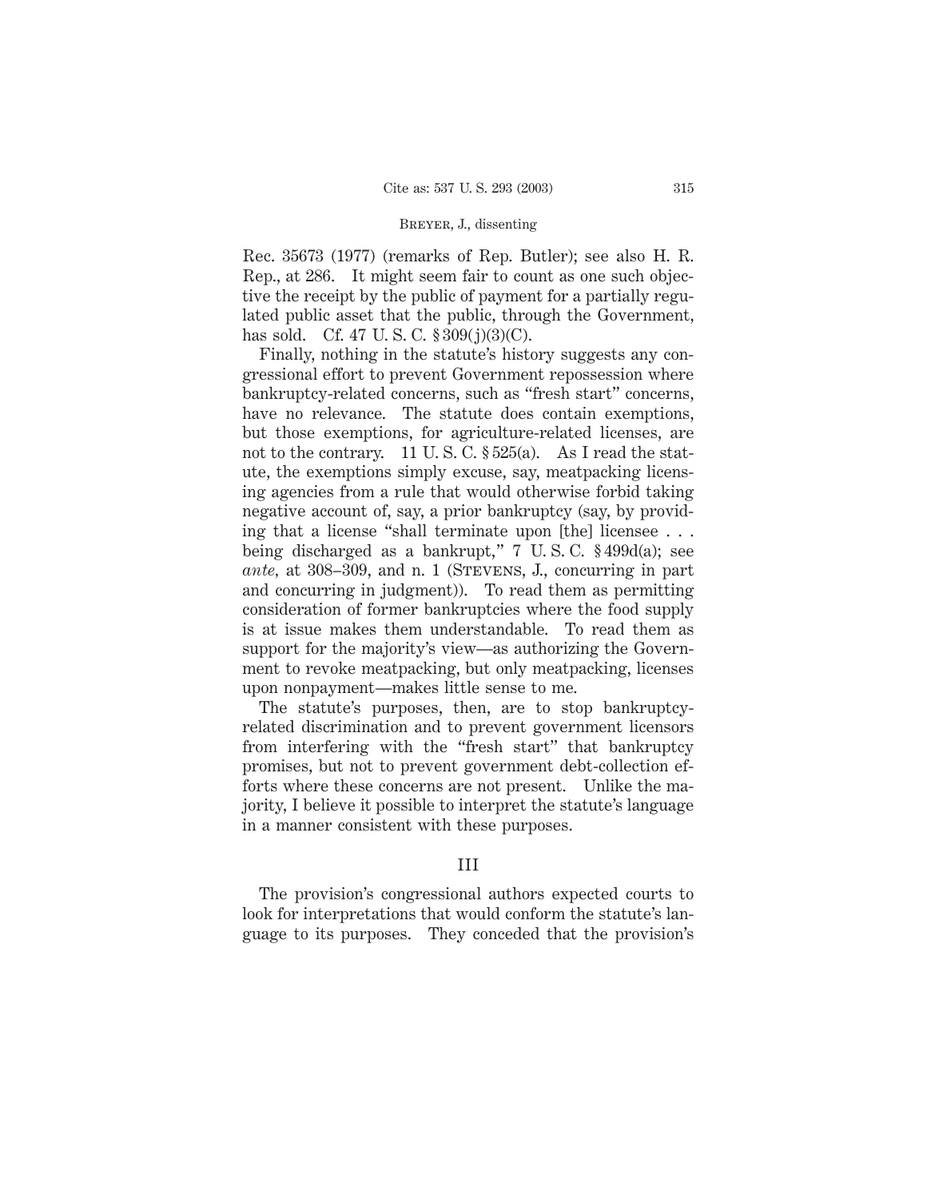Rec. 35673 (1977) (remarks of Rep. Butler); see also H. R. Rep., at 286. It might seem fair to count as one such objective the receipt by the public of payment for a partially regulated public asset that the public, through the Government, has sold. Cf. 47 U. S. C. § 309(j)(3)(C).

Finally, nothing in the statute's history suggests any congressional effort to prevent Government repossession where bankruptcy-related concerns, such as "fresh start" concerns, have no relevance. The statute does contain exemptions, but those exemptions, for agriculture-related licenses, are not to the contrary. 11 U. S. C. § 525(a). As I read the statute, the exemptions simply excuse, say, meatpacking licensing agencies from a rule that would otherwise forbid taking negative account of, say, a prior bankruptcy (say, by providing that a license "shall terminate upon [the] licensee . . . being discharged as a bankrupt," 7 U. S. C. § 499d(a); see *ante*, at 308–309, and n. 1 (STEVENS, J., concurring in part and concurring in judgment)). To read them as permitting consideration of former bankruptcies where the food supply is at issue makes them understandable. To read them as support for the majority's view—as authorizing the Government to revoke meatpacking, but only meatpacking, licenses upon nonpayment—makes little sense to me.

The statute's purposes, then, are to stop bankruptcy-related discrimination and to prevent government licensors from interfering with the "fresh start" that bankruptcy promises, but not to prevent government debt-collection efforts where these concerns are not present. Unlike the majority, I believe it possible to interpret the statute's language in a manner consistent with these purposes.

## III

The provision's congressional authors expected courts to look for interpretations that would conform the statute's language to its purposes. They conceded that the provision's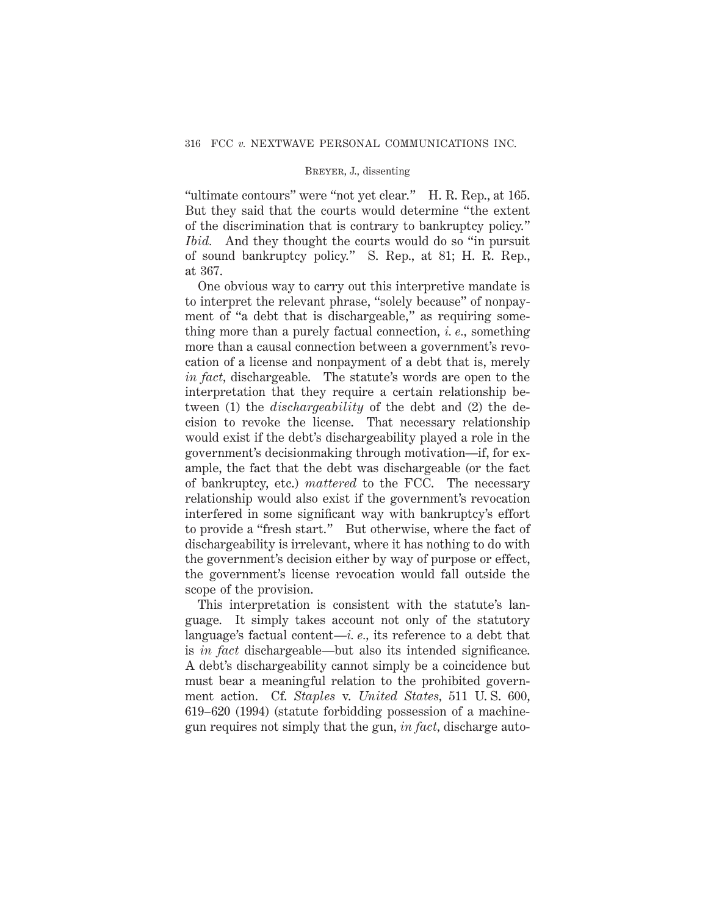"ultimate contours" were "not yet clear." H. R. Rep., at 165. But they said that the courts would determine "the extent of the discrimination that is contrary to bankruptcy policy." *Ibid.* And they thought the courts would do so "in pursuit of sound bankruptcy policy." S. Rep., at 81; H. R. Rep., at 367.

One obvious way to carry out this interpretive mandate is to interpret the relevant phrase, "solely because" of nonpayment of "a debt that is dischargeable," as requiring something more than a purely factual connection, *i. e.*, something more than a causal connection between a government's revocation of a license and nonpayment of a debt that is, merely *in fact*, dischargeable. The statute's words are open to the interpretation that they require a certain relationship between (1) the *dischargeability* of the debt and (2) the decision to revoke the license. That necessary relationship would exist if the debt's dischargeability played a role in the government's decisionmaking through motivation—if, for example, the fact that the debt was dischargeable (or the fact of bankruptcy, etc.) *mattered* to the FCC. The necessary relationship would also exist if the government's revocation interfered in some significant way with bankruptcy's effort to provide a "fresh start." But otherwise, where the fact of dischargeability is irrelevant, where it has nothing to do with the government's decision either by way of purpose or effect, the government's license revocation would fall outside the scope of the provision.

This interpretation is consistent with the statute's language. It simply takes account not only of the statutory language's factual content—*i. e.*, its reference to a debt that is *in fact* dischargeable—but also its intended significance. A debt's dischargeability cannot simply be a coincidence but must bear a meaningful relation to the prohibited government action. Cf. *Staples* v. *United States*, 511 U. S. 600, 619–620 (1994) (statute forbidding possession of a machinegun requires not simply that the gun, *in fact*, discharge auto-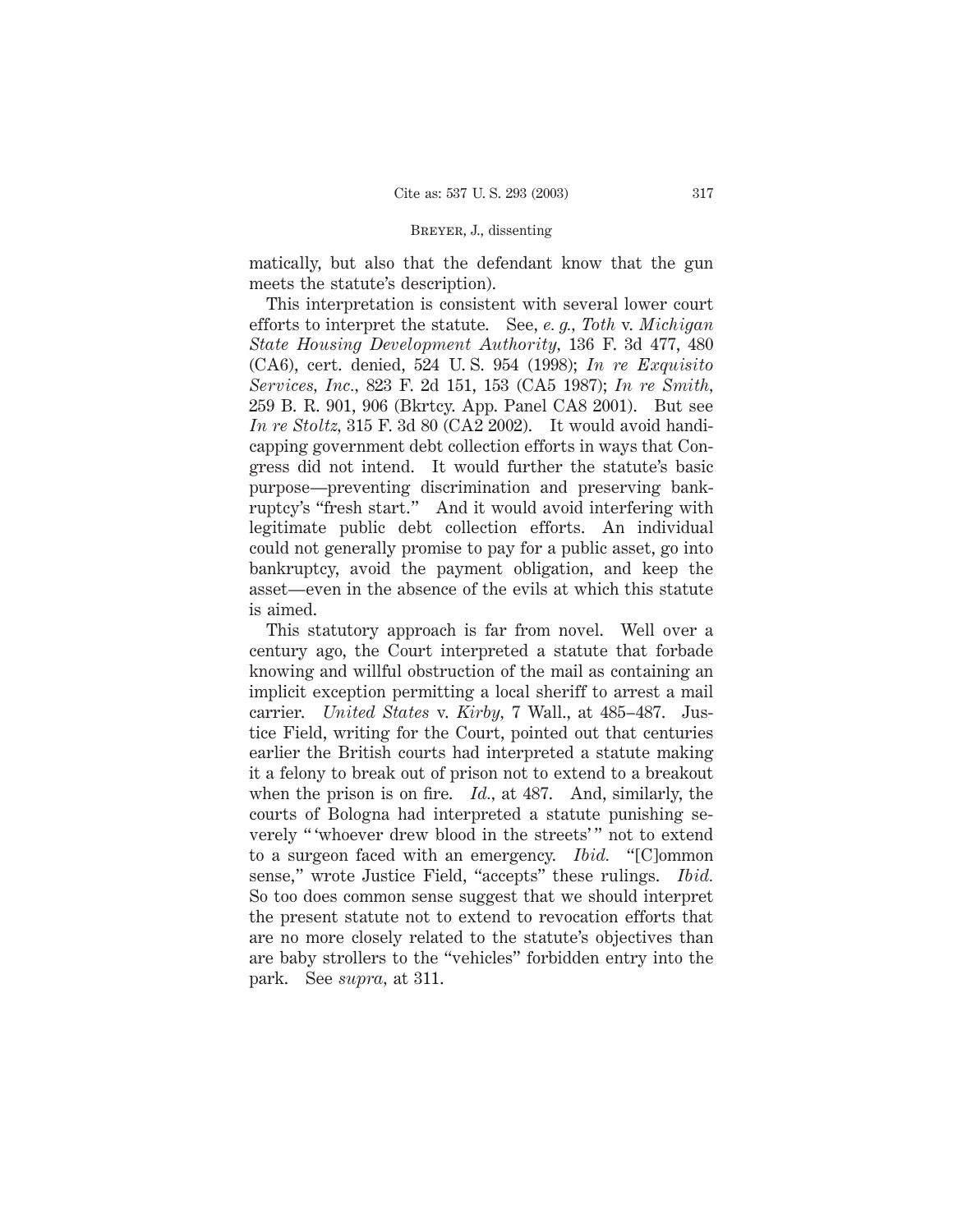matically, but also that the defendant know that the gun meets the statute's description).

This interpretation is consistent with several lower court efforts to interpret the statute. See, *e. g., Toth* v. *Michigan State Housing Development Authority,* 136 F. 3d 477, 480 (CA6), cert. denied, 524 U. S. 954 (1998); *In re Exquisito Services, Inc.,* 823 F. 2d 151, 153 (CA5 1987); *In re Smith,* 259 B. R. 901, 906 (Bkrtcy. App. Panel CA8 2001). But see *In re Stoltz,* 315 F. 3d 80 (CA2 2002). It would avoid handicapping government debt collection efforts in ways that Congress did not intend. It would further the statute's basic purpose—preventing discrimination and preserving bankruptcy's "fresh start." And it would avoid interfering with legitimate public debt collection efforts. An individual could not generally promise to pay for a public asset, go into bankruptcy, avoid the payment obligation, and keep the asset—even in the absence of the evils at which this statute is aimed.

This statutory approach is far from novel. Well over a century ago, the Court interpreted a statute that forbade knowing and willful obstruction of the mail as containing an implicit exception permitting a local sheriff to arrest a mail carrier. *United States* v. *Kirby,* 7 Wall., at 485–487. Justice Field, writing for the Court, pointed out that centuries earlier the British courts had interpreted a statute making it a felony to break out of prison not to extend to a breakout when the prison is on fire. *Id.,* at 487. And, similarly, the courts of Bologna had interpreted a statute punishing severely "'whoever drew blood in the streets'" not to extend to a surgeon faced with an emergency. *Ibid.* "[C]ommon sense," wrote Justice Field, "accepts" these rulings. *Ibid.* So too does common sense suggest that we should interpret the present statute not to extend to revocation efforts that are no more closely related to the statute's objectives than are baby strollers to the "vehicles" forbidden entry into the park. See *supra,* at 311.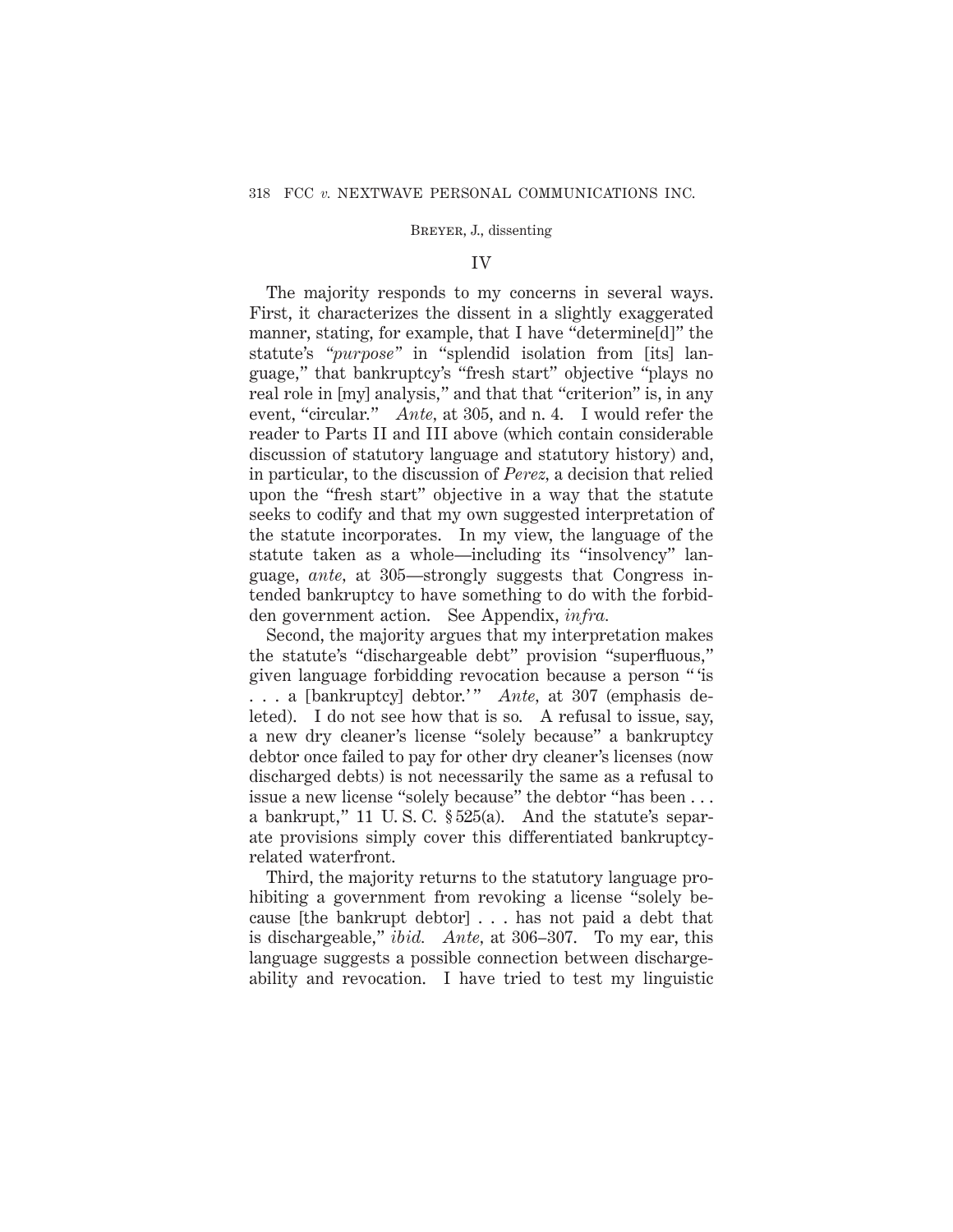## IV

The majority responds to my concerns in several ways. First, it characterizes the dissent in a slightly exaggerated manner, stating, for example, that I have "determine[d]" the statute's "*purpose*" in "splendid isolation from [its] language," that bankruptcy's "fresh start" objective "plays no real role in [my] analysis," and that that "criterion" is, in any event, "circular." *Ante,* at 305, and n. 4. I would refer the reader to Parts II and III above (which contain considerable discussion of statutory language and statutory history) and, in particular, to the discussion of *Perez,* a decision that relied upon the "fresh start" objective in a way that the statute seeks to codify and that my own suggested interpretation of the statute incorporates. In my view, the language of the statute taken as a whole—including its "insolvency" language, *ante,* at 305—strongly suggests that Congress intended bankruptcy to have something to do with the forbidden government action. See Appendix, *infra.*

Second, the majority argues that my interpretation makes the statute's "dischargeable debt" provision "superfluous," given language forbidding revocation because a person " 'is . . . a [bankruptcy] debtor.' " *Ante,* at 307 (emphasis deleted). I do not see how that is so. A refusal to issue, say, a new dry cleaner's license "solely because" a bankruptcy debtor once failed to pay for other dry cleaner's licenses (now discharged debts) is not necessarily the same as a refusal to issue a new license "solely because" the debtor "has been . . . a bankrupt," 11 U. S. C. § 525(a). And the statute's separate provisions simply cover this differentiated bankruptcy-related waterfront.

Third, the majority returns to the statutory language prohibiting a government from revoking a license "solely because [the bankrupt debtor] . . . has not paid a debt that is dischargeable," *ibid. Ante,* at 306–307. To my ear, this language suggests a possible connection between dischargeability and revocation. I have tried to test my linguistic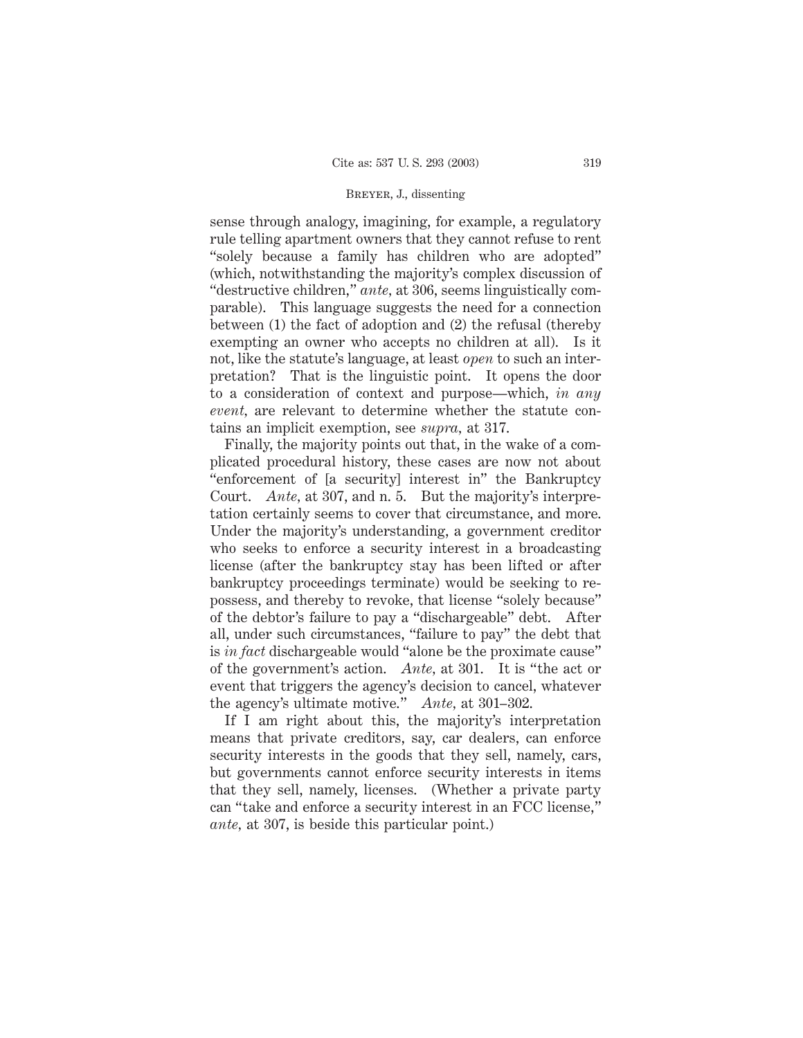sense through analogy, imagining, for example, a regulatory rule telling apartment owners that they cannot refuse to rent "solely because a family has children who are adopted" (which, notwithstanding the majority's complex discussion of "destructive children," *ante*, at 306, seems linguistically comparable). This language suggests the need for a connection between (1) the fact of adoption and (2) the refusal (thereby exempting an owner who accepts no children at all). Is it not, like the statute's language, at least *open* to such an interpretation? That is the linguistic point. It opens the door to a consideration of context and purpose—which, *in any event*, are relevant to determine whether the statute contains an implicit exemption, see *supra*, at 317.

Finally, the majority points out that, in the wake of a complicated procedural history, these cases are now not about "enforcement of [a security] interest in" the Bankruptcy Court. *Ante*, at 307, and n. 5. But the majority's interpretation certainly seems to cover that circumstance, and more. Under the majority's understanding, a government creditor who seeks to enforce a security interest in a broadcasting license (after the bankruptcy stay has been lifted or after bankruptcy proceedings terminate) would be seeking to repossess, and thereby to revoke, that license "solely because" of the debtor's failure to pay a "dischargeable" debt. After all, under such circumstances, "failure to pay" the debt that is *in fact* dischargeable would "alone be the proximate cause" of the government's action. *Ante*, at 301. It is "the act or event that triggers the agency's decision to cancel, whatever the agency's ultimate motive." *Ante*, at 301–302.

If I am right about this, the majority's interpretation means that private creditors, say, car dealers, can enforce security interests in the goods that they sell, namely, cars, but governments cannot enforce security interests in items that they sell, namely, licenses. (Whether a private party can "take and enforce a security interest in an FCC license," *ante*, at 307, is beside this particular point.)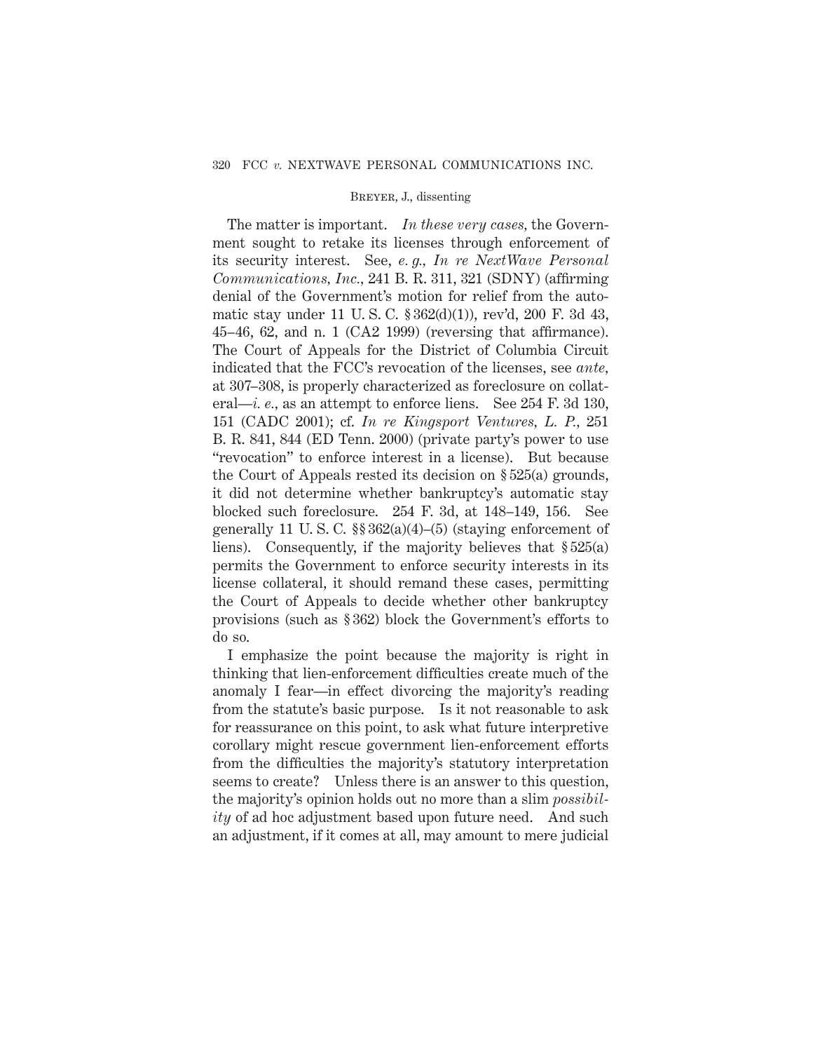The matter is important. *In these very cases,* the Government sought to retake its licenses through enforcement of its security interest. See, *e. g., In re NextWave Personal Communications, Inc.,* 241 B. R. 311, 321 (SDNY) (affirming denial of the Government's motion for relief from the automatic stay under 11 U. S. C. § 362(d)(1)), rev'd, 200 F. 3d 43, 45–46, 62, and n. 1 (CA2 1999) (reversing that affirmance). The Court of Appeals for the District of Columbia Circuit indicated that the FCC's revocation of the licenses, see *ante,* at 307–308, is properly characterized as foreclosure on collateral—*i. e.,* as an attempt to enforce liens. See 254 F. 3d 130, 151 (CADC 2001); cf. *In re Kingsport Ventures, L. P.,* 251 B. R. 841, 844 (ED Tenn. 2000) (private party's power to use "revocation" to enforce interest in a license). But because the Court of Appeals rested its decision on § 525(a) grounds, it did not determine whether bankruptcy's automatic stay blocked such foreclosure. 254 F. 3d, at 148–149, 156. See generally 11 U. S. C. §§ 362(a)(4)–(5) (staying enforcement of liens). Consequently, if the majority believes that § 525(a) permits the Government to enforce security interests in its license collateral, it should remand these cases, permitting the Court of Appeals to decide whether other bankruptcy provisions (such as § 362) block the Government's efforts to do so.

I emphasize the point because the majority is right in thinking that lien-enforcement difficulties create much of the anomaly I fear—in effect divorcing the majority's reading from the statute's basic purpose. Is it not reasonable to ask for reassurance on this point, to ask what future interpretive corollary might rescue government lien-enforcement efforts from the difficulties the majority's statutory interpretation seems to create? Unless there is an answer to this question, the majority's opinion holds out no more than a slim *possibility* of ad hoc adjustment based upon future need. And such an adjustment, if it comes at all, may amount to mere judicial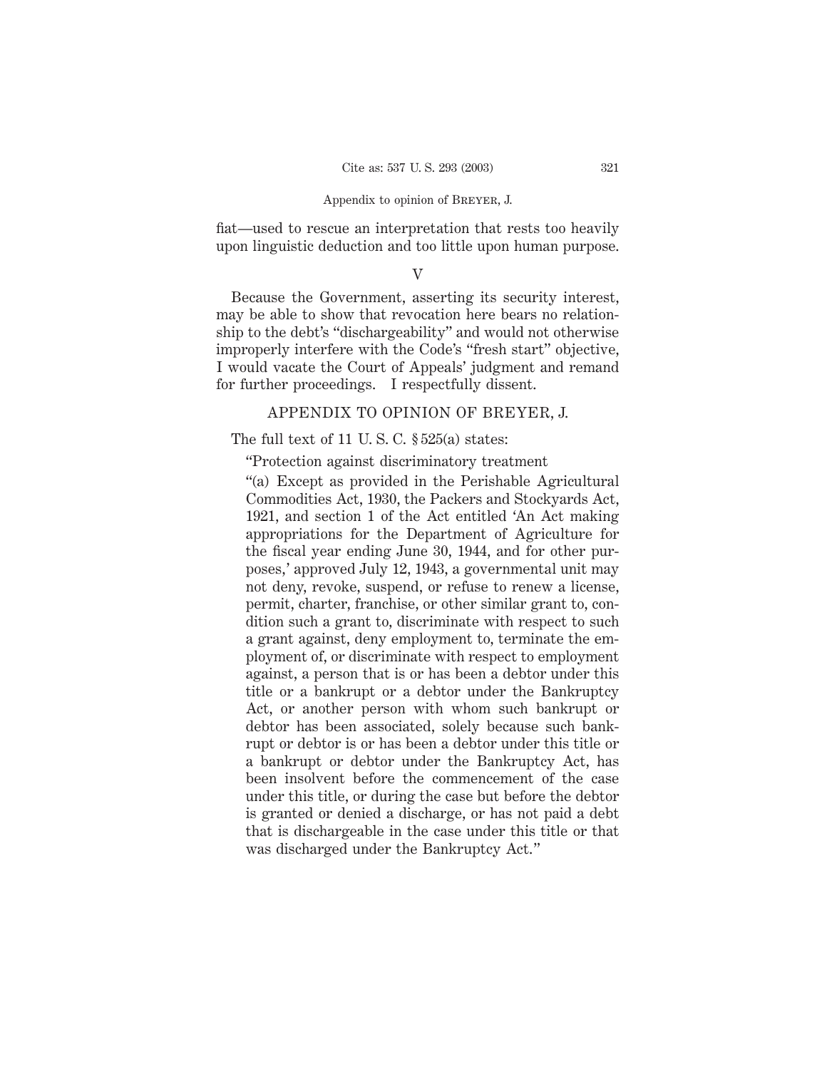fiat—used to rescue an interpretation that rests too heavily upon linguistic deduction and too little upon human purpose.

V

Because the Government, asserting its security interest, may be able to show that revocation here bears no relationship to the debt's "dischargeability" and would not otherwise improperly interfere with the Code's "fresh start" objective, I would vacate the Court of Appeals' judgment and remand for further proceedings. I respectfully dissent.

## APPENDIX TO OPINION OF BREYER, J.

The full text of 11 U. S. C. § 525(a) states:

> "Protection against discriminatory treatment
>
> "(a) Except as provided in the Perishable Agricultural Commodities Act, 1930, the Packers and Stockyards Act, 1921, and section 1 of the Act entitled 'An Act making appropriations for the Department of Agriculture for the fiscal year ending June 30, 1944, and for other purposes,' approved July 12, 1943, a governmental unit may not deny, revoke, suspend, or refuse to renew a license, permit, charter, franchise, or other similar grant to, condition such a grant to, discriminate with respect to such a grant against, deny employment to, terminate the employment of, or discriminate with respect to employment against, a person that is or has been a debtor under this title or a bankrupt or a debtor under the Bankruptcy Act, or another person with whom such bankrupt or debtor has been associated, solely because such bankrupt or debtor is or has been a debtor under this title or a bankrupt or debtor under the Bankruptcy Act, has been insolvent before the commencement of the case under this title, or during the case but before the debtor is granted or denied a discharge, or has not paid a debt that is dischargeable in the case under this title or that was discharged under the Bankruptcy Act."